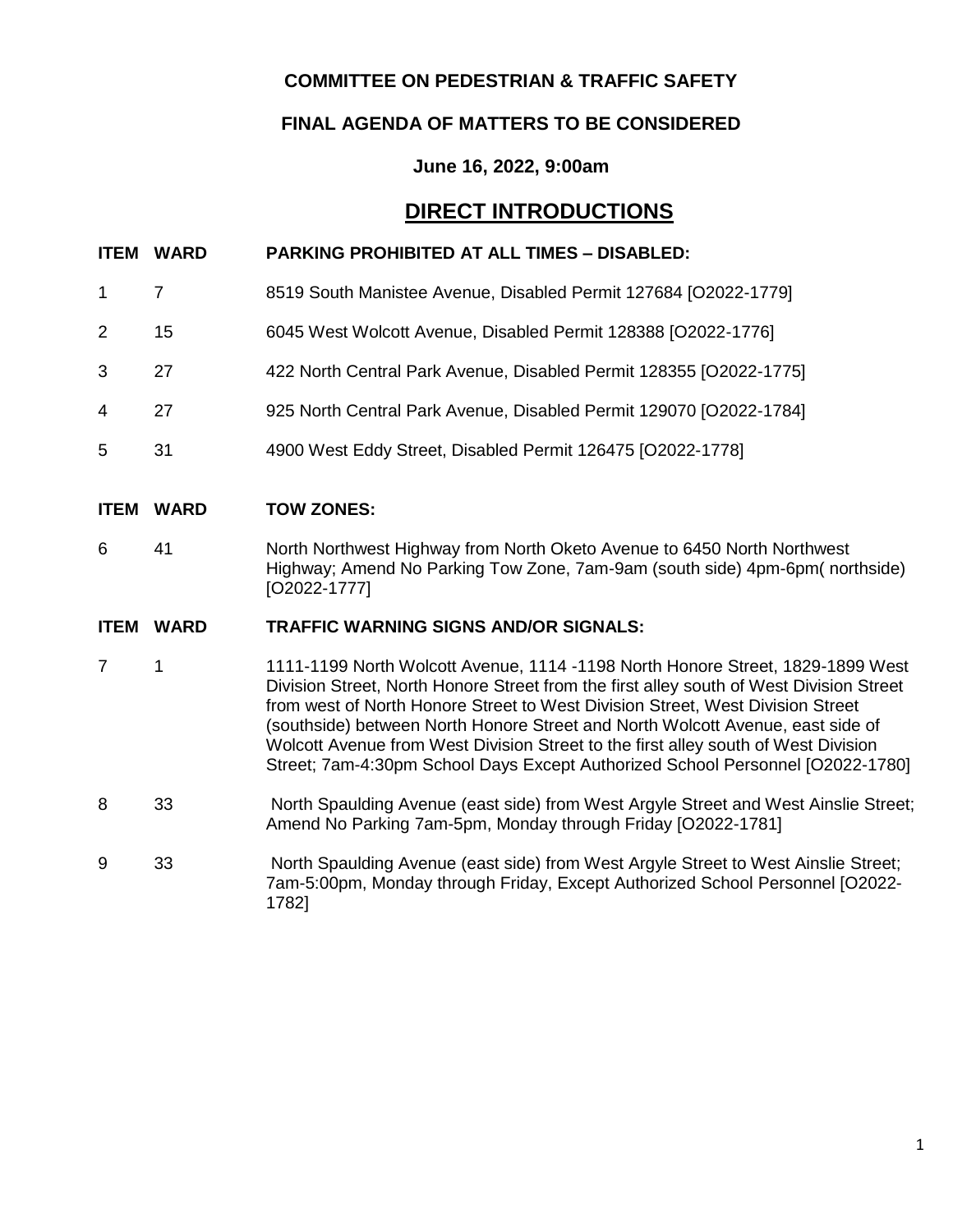**COMMITTEE ON PEDESTRIAN & TRAFFIC SAFETY**

**FINAL AGENDA OF MATTERS TO BE CONSIDERED**

**June 16, 2022, 9:00am**

# DIRECT INTRODUCTIONS

| ITEM | WARD | PARKING PROHIBITED AT ALL TIMES – DISABLED: |
|---|---|---|
| 1 | 7 | 8519 South Manistee Avenue, Disabled Permit 127684 [O2022-1779] |
| 2 | 15 | 6045 West Wolcott Avenue, Disabled Permit 128388 [O2022-1776] |
| 3 | 27 | 422 North Central Park Avenue, Disabled Permit 128355 [O2022-1775] |
| 4 | 27 | 925 North Central Park Avenue, Disabled Permit 129070 [O2022-1784] |
| 5 | 31 | 4900 West Eddy Street, Disabled Permit 126475 [O2022-1778] |

| ITEM | WARD | TOW ZONES: |
|---|---|---|
| 6 | 41 | North Northwest Highway from North Oketo Avenue to 6450 North Northwest Highway; Amend No Parking Tow Zone, 7am-9am (south side) 4pm-6pm( northside) [O2022-1777] |

| ITEM | WARD | TRAFFIC WARNING SIGNS AND/OR SIGNALS: |
|---|---|---|
| 7 | 1 | 1111-1199 North Wolcott Avenue, 1114 -1198 North Honore Street, 1829-1899 West Division Street, North Honore Street from the first alley south of West Division Street from west of North Honore Street to West Division Street, West Division Street (southside) between North Honore Street and North Wolcott Avenue, east side of Wolcott Avenue from West Division Street to the first alley south of West Division Street; 7am-4:30pm School Days Except Authorized School Personnel [O2022-1780] |
| 8 | 33 | North Spaulding Avenue (east side) from West Argyle Street and West Ainslie Street; Amend No Parking 7am-5pm, Monday through Friday [O2022-1781] |
| 9 | 33 | North Spaulding Avenue (east side) from West Argyle Street to West Ainslie Street; 7am-5:00pm, Monday through Friday, Except Authorized School Personnel [O2022-1782] |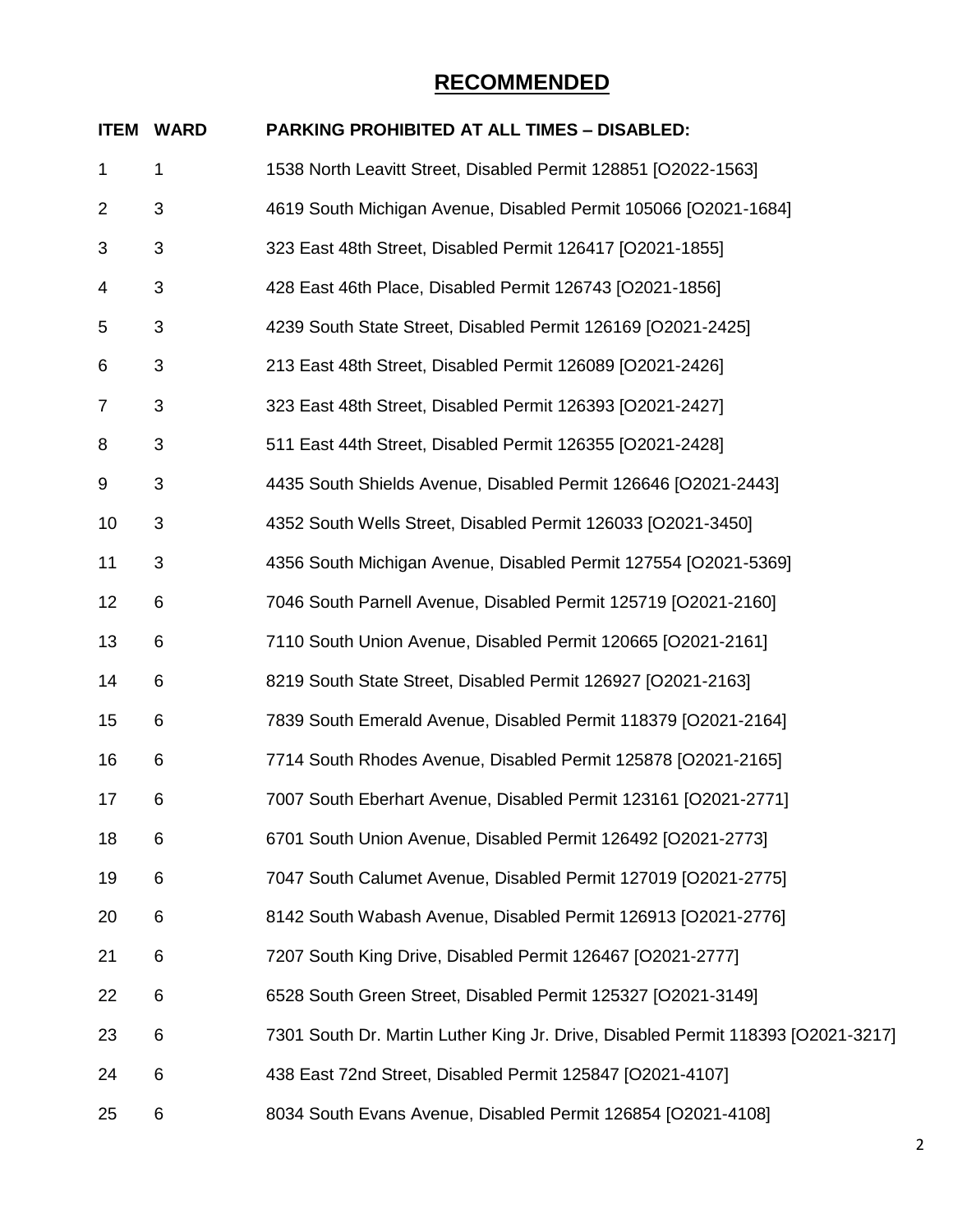# RECOMMENDED

| ITEM | WARD | PARKING PROHIBITED AT ALL TIMES – DISABLED: |
|---|---|---|
| 1 | 1 | 1538 North Leavitt Street, Disabled Permit 128851 [O2022-1563] |
| 2 | 3 | 4619 South Michigan Avenue, Disabled Permit 105066 [O2021-1684] |
| 3 | 3 | 323 East 48th Street, Disabled Permit 126417 [O2021-1855] |
| 4 | 3 | 428 East 46th Place, Disabled Permit 126743 [O2021-1856] |
| 5 | 3 | 4239 South State Street, Disabled Permit 126169 [O2021-2425] |
| 6 | 3 | 213 East 48th Street, Disabled Permit 126089 [O2021-2426] |
| 7 | 3 | 323 East 48th Street, Disabled Permit 126393 [O2021-2427] |
| 8 | 3 | 511 East 44th Street, Disabled Permit 126355 [O2021-2428] |
| 9 | 3 | 4435 South Shields Avenue, Disabled Permit 126646 [O2021-2443] |
| 10 | 3 | 4352 South Wells Street, Disabled Permit 126033 [O2021-3450] |
| 11 | 3 | 4356 South Michigan Avenue, Disabled Permit 127554 [O2021-5369] |
| 12 | 6 | 7046 South Parnell Avenue, Disabled Permit 125719 [O2021-2160] |
| 13 | 6 | 7110 South Union Avenue, Disabled Permit 120665 [O2021-2161] |
| 14 | 6 | 8219 South State Street, Disabled Permit 126927 [O2021-2163] |
| 15 | 6 | 7839 South Emerald Avenue, Disabled Permit 118379 [O2021-2164] |
| 16 | 6 | 7714 South Rhodes Avenue, Disabled Permit 125878 [O2021-2165] |
| 17 | 6 | 7007 South Eberhart Avenue, Disabled Permit 123161 [O2021-2771] |
| 18 | 6 | 6701 South Union Avenue, Disabled Permit 126492 [O2021-2773] |
| 19 | 6 | 7047 South Calumet Avenue, Disabled Permit 127019 [O2021-2775] |
| 20 | 6 | 8142 South Wabash Avenue, Disabled Permit 126913 [O2021-2776] |
| 21 | 6 | 7207 South King Drive, Disabled Permit 126467 [O2021-2777] |
| 22 | 6 | 6528 South Green Street, Disabled Permit 125327 [O2021-3149] |
| 23 | 6 | 7301 South Dr. Martin Luther King Jr. Drive, Disabled Permit 118393 [O2021-3217] |
| 24 | 6 | 438 East 72nd Street, Disabled Permit 125847 [O2021-4107] |
| 25 | 6 | 8034 South Evans Avenue, Disabled Permit 126854 [O2021-4108] |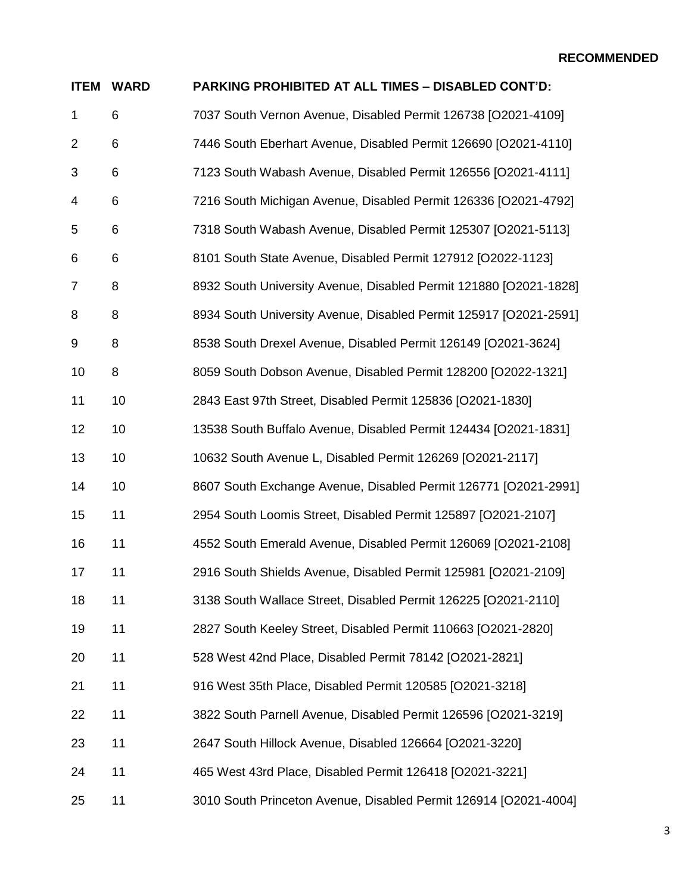**RECOMMENDED**

| ITEM | WARD | PARKING PROHIBITED AT ALL TIMES – DISABLED CONT'D: |
|---|---|---|
| 1 | 6 | 7037 South Vernon Avenue, Disabled Permit 126738 [O2021-4109] |
| 2 | 6 | 7446 South Eberhart Avenue, Disabled Permit 126690 [O2021-4110] |
| 3 | 6 | 7123 South Wabash Avenue, Disabled Permit 126556 [O2021-4111] |
| 4 | 6 | 7216 South Michigan Avenue, Disabled Permit 126336 [O2021-4792] |
| 5 | 6 | 7318 South Wabash Avenue, Disabled Permit 125307 [O2021-5113] |
| 6 | 6 | 8101 South State Avenue, Disabled Permit 127912 [O2022-1123] |
| 7 | 8 | 8932 South University Avenue, Disabled Permit 121880 [O2021-1828] |
| 8 | 8 | 8934 South University Avenue, Disabled Permit 125917 [O2021-2591] |
| 9 | 8 | 8538 South Drexel Avenue, Disabled Permit 126149 [O2021-3624] |
| 10 | 8 | 8059 South Dobson Avenue, Disabled Permit 128200 [O2022-1321] |
| 11 | 10 | 2843 East 97th Street, Disabled Permit 125836 [O2021-1830] |
| 12 | 10 | 13538 South Buffalo Avenue, Disabled Permit 124434 [O2021-1831] |
| 13 | 10 | 10632 South Avenue L, Disabled Permit 126269 [O2021-2117] |
| 14 | 10 | 8607 South Exchange Avenue, Disabled Permit 126771 [O2021-2991] |
| 15 | 11 | 2954 South Loomis Street, Disabled Permit 125897 [O2021-2107] |
| 16 | 11 | 4552 South Emerald Avenue, Disabled Permit 126069 [O2021-2108] |
| 17 | 11 | 2916 South Shields Avenue, Disabled Permit 125981 [O2021-2109] |
| 18 | 11 | 3138 South Wallace Street, Disabled Permit 126225 [O2021-2110] |
| 19 | 11 | 2827 South Keeley Street, Disabled Permit 110663 [O2021-2820] |
| 20 | 11 | 528 West 42nd Place, Disabled Permit 78142 [O2021-2821] |
| 21 | 11 | 916 West 35th Place, Disabled Permit 120585 [O2021-3218] |
| 22 | 11 | 3822 South Parnell Avenue, Disabled Permit 126596 [O2021-3219] |
| 23 | 11 | 2647 South Hillock Avenue, Disabled 126664 [O2021-3220] |
| 24 | 11 | 465 West 43rd Place, Disabled Permit 126418 [O2021-3221] |
| 25 | 11 | 3010 South Princeton Avenue, Disabled Permit 126914 [O2021-4004] |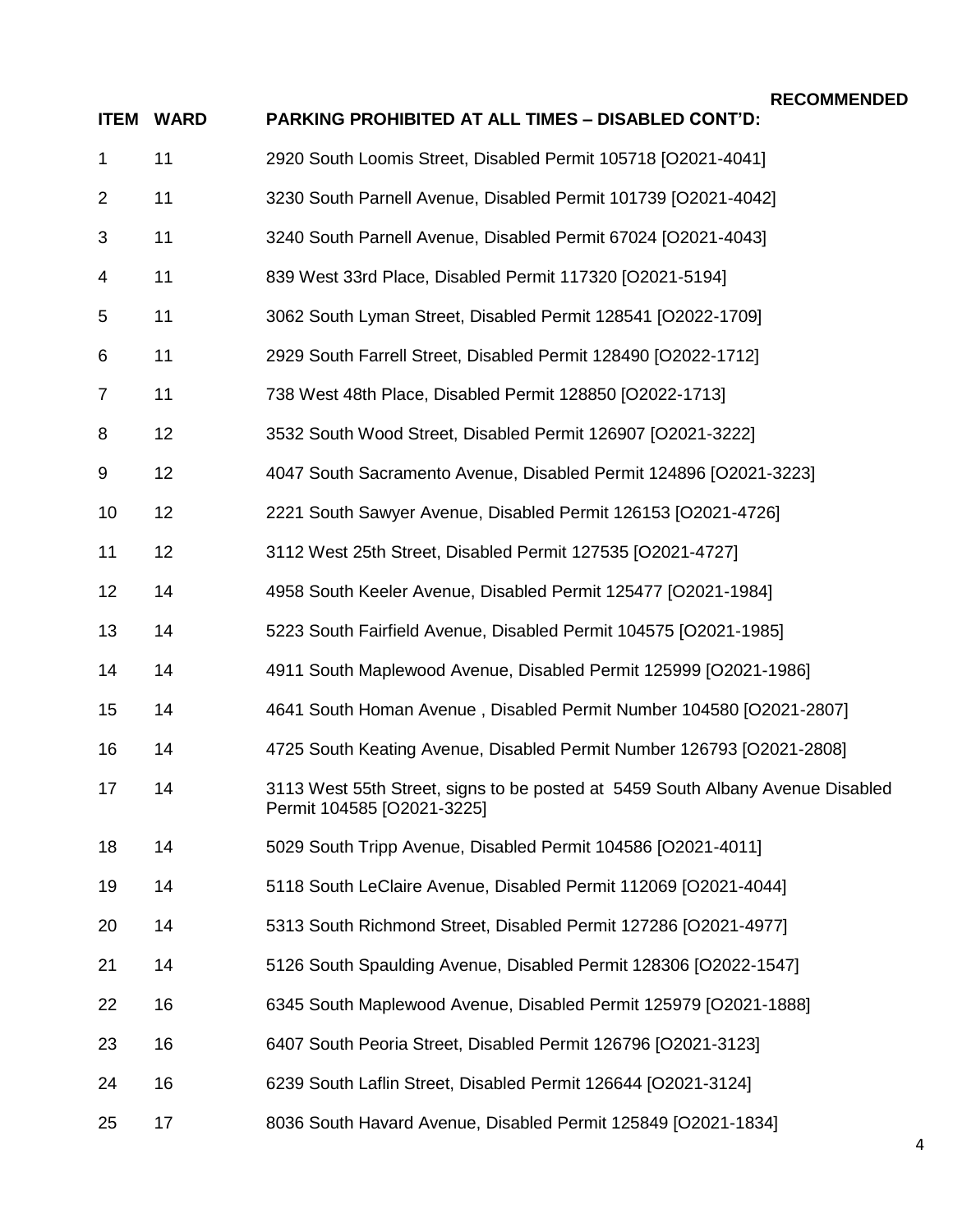| ITEM | WARD | PARKING PROHIBITED AT ALL TIMES – DISABLED CONT'D: | RECOMMENDED |
|---|---|---|---|
| 1 | 11 | 2920 South Loomis Street, Disabled Permit 105718 [O2021-4041] | |
| 2 | 11 | 3230 South Parnell Avenue, Disabled Permit 101739 [O2021-4042] | |
| 3 | 11 | 3240 South Parnell Avenue, Disabled Permit 67024 [O2021-4043] | |
| 4 | 11 | 839 West 33rd Place, Disabled Permit 117320 [O2021-5194] | |
| 5 | 11 | 3062 South Lyman Street, Disabled Permit 128541 [O2022-1709] | |
| 6 | 11 | 2929 South Farrell Street, Disabled Permit 128490 [O2022-1712] | |
| 7 | 11 | 738 West 48th Place, Disabled Permit 128850 [O2022-1713] | |
| 8 | 12 | 3532 South Wood Street, Disabled Permit 126907 [O2021-3222] | |
| 9 | 12 | 4047 South Sacramento Avenue, Disabled Permit 124896 [O2021-3223] | |
| 10 | 12 | 2221 South Sawyer Avenue, Disabled Permit 126153 [O2021-4726] | |
| 11 | 12 | 3112 West 25th Street, Disabled Permit 127535 [O2021-4727] | |
| 12 | 14 | 4958 South Keeler Avenue, Disabled Permit 125477 [O2021-1984] | |
| 13 | 14 | 5223 South Fairfield Avenue, Disabled Permit 104575 [O2021-1985] | |
| 14 | 14 | 4911 South Maplewood Avenue, Disabled Permit 125999 [O2021-1986] | |
| 15 | 14 | 4641 South Homan Avenue , Disabled Permit Number 104580 [O2021-2807] | |
| 16 | 14 | 4725 South Keating Avenue, Disabled Permit Number 126793 [O2021-2808] | |
| 17 | 14 | 3113 West 55th Street, signs to be posted at 5459 South Albany Avenue Disabled Permit 104585 [O2021-3225] | |
| 18 | 14 | 5029 South Tripp Avenue, Disabled Permit 104586 [O2021-4011] | |
| 19 | 14 | 5118 South LeClaire Avenue, Disabled Permit 112069 [O2021-4044] | |
| 20 | 14 | 5313 South Richmond Street, Disabled Permit 127286 [O2021-4977] | |
| 21 | 14 | 5126 South Spaulding Avenue, Disabled Permit 128306 [O2022-1547] | |
| 22 | 16 | 6345 South Maplewood Avenue, Disabled Permit 125979 [O2021-1888] | |
| 23 | 16 | 6407 South Peoria Street, Disabled Permit 126796 [O2021-3123] | |
| 24 | 16 | 6239 South Laflin Street, Disabled Permit 126644 [O2021-3124] | |
| 25 | 17 | 8036 South Havard Avenue, Disabled Permit 125849 [O2021-1834] | |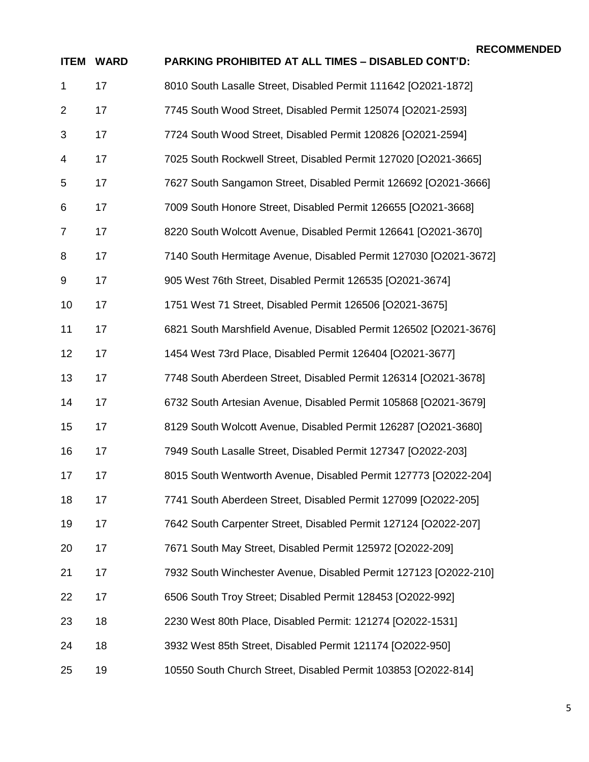**RECOMMENDED**

| ITEM | WARD | PARKING PROHIBITED AT ALL TIMES – DISABLED CONT'D: |
|---|---|---|
| 1 | 17 | 8010 South Lasalle Street, Disabled Permit 111642 [O2021-1872] |
| 2 | 17 | 7745 South Wood Street, Disabled Permit 125074 [O2021-2593] |
| 3 | 17 | 7724 South Wood Street, Disabled Permit 120826 [O2021-2594] |
| 4 | 17 | 7025 South Rockwell Street, Disabled Permit 127020 [O2021-3665] |
| 5 | 17 | 7627 South Sangamon Street, Disabled Permit 126692 [O2021-3666] |
| 6 | 17 | 7009 South Honore Street, Disabled Permit 126655 [O2021-3668] |
| 7 | 17 | 8220 South Wolcott Avenue, Disabled Permit 126641 [O2021-3670] |
| 8 | 17 | 7140 South Hermitage Avenue, Disabled Permit 127030 [O2021-3672] |
| 9 | 17 | 905 West 76th Street, Disabled Permit 126535 [O2021-3674] |
| 10 | 17 | 1751 West 71 Street, Disabled Permit 126506 [O2021-3675] |
| 11 | 17 | 6821 South Marshfield Avenue, Disabled Permit 126502 [O2021-3676] |
| 12 | 17 | 1454 West 73rd Place, Disabled Permit 126404 [O2021-3677] |
| 13 | 17 | 7748 South Aberdeen Street, Disabled Permit 126314 [O2021-3678] |
| 14 | 17 | 6732 South Artesian Avenue, Disabled Permit 105868 [O2021-3679] |
| 15 | 17 | 8129 South Wolcott Avenue, Disabled Permit 126287 [O2021-3680] |
| 16 | 17 | 7949 South Lasalle Street, Disabled Permit 127347 [O2022-203] |
| 17 | 17 | 8015 South Wentworth Avenue, Disabled Permit 127773 [O2022-204] |
| 18 | 17 | 7741 South Aberdeen Street, Disabled Permit 127099 [O2022-205] |
| 19 | 17 | 7642 South Carpenter Street, Disabled Permit 127124 [O2022-207] |
| 20 | 17 | 7671 South May Street, Disabled Permit 125972 [O2022-209] |
| 21 | 17 | 7932 South Winchester Avenue, Disabled Permit 127123 [O2022-210] |
| 22 | 17 | 6506 South Troy Street; Disabled Permit 128453 [O2022-992] |
| 23 | 18 | 2230 West 80th Place, Disabled Permit: 121274 [O2022-1531] |
| 24 | 18 | 3932 West 85th Street, Disabled Permit 121174 [O2022-950] |
| 25 | 19 | 10550 South Church Street, Disabled Permit 103853 [O2022-814] |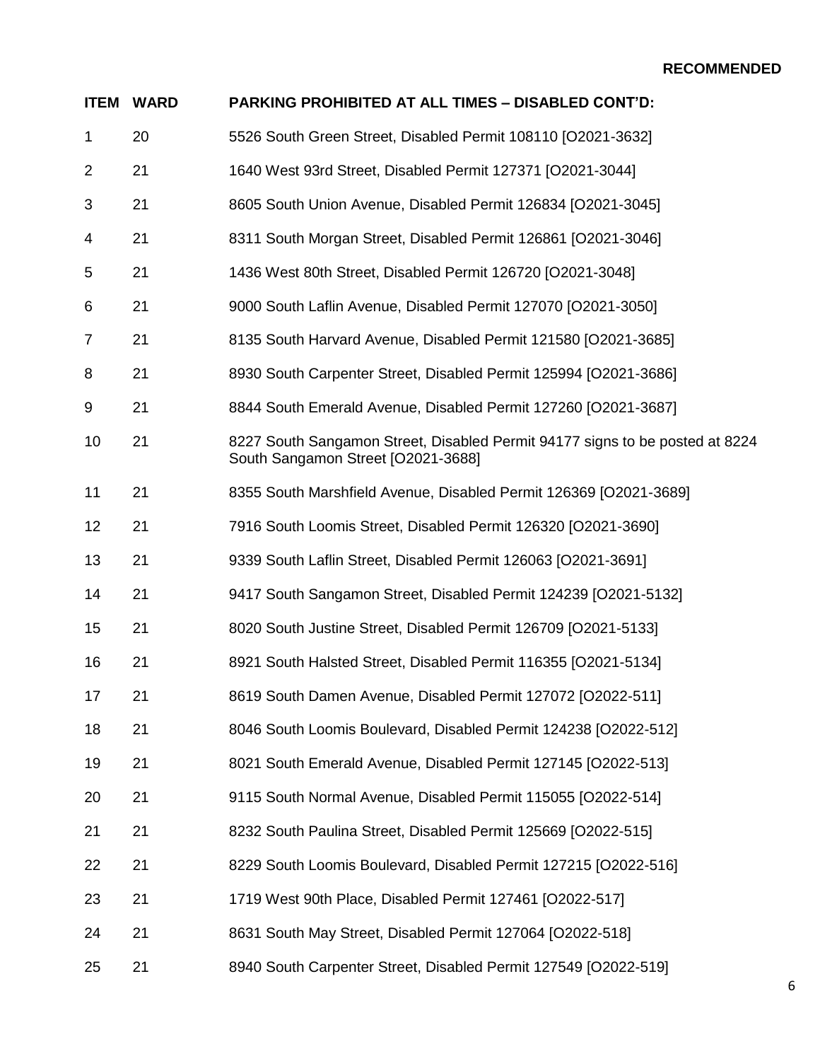**RECOMMENDED**

| ITEM | WARD | PARKING PROHIBITED AT ALL TIMES – DISABLED CONT'D: |
|---|---|---|
| 1 | 20 | 5526 South Green Street, Disabled Permit 108110 [O2021-3632] |
| 2 | 21 | 1640 West 93rd Street, Disabled Permit 127371 [O2021-3044] |
| 3 | 21 | 8605 South Union Avenue, Disabled Permit 126834 [O2021-3045] |
| 4 | 21 | 8311 South Morgan Street, Disabled Permit 126861 [O2021-3046] |
| 5 | 21 | 1436 West 80th Street, Disabled Permit 126720 [O2021-3048] |
| 6 | 21 | 9000 South Laflin Avenue, Disabled Permit 127070 [O2021-3050] |
| 7 | 21 | 8135 South Harvard Avenue, Disabled Permit 121580 [O2021-3685] |
| 8 | 21 | 8930 South Carpenter Street, Disabled Permit 125994 [O2021-3686] |
| 9 | 21 | 8844 South Emerald Avenue, Disabled Permit 127260 [O2021-3687] |
| 10 | 21 | 8227 South Sangamon Street, Disabled Permit 94177 signs to be posted at 8224 South Sangamon Street [O2021-3688] |
| 11 | 21 | 8355 South Marshfield Avenue, Disabled Permit 126369 [O2021-3689] |
| 12 | 21 | 7916 South Loomis Street, Disabled Permit 126320 [O2021-3690] |
| 13 | 21 | 9339 South Laflin Street, Disabled Permit 126063 [O2021-3691] |
| 14 | 21 | 9417 South Sangamon Street, Disabled Permit 124239 [O2021-5132] |
| 15 | 21 | 8020 South Justine Street, Disabled Permit 126709 [O2021-5133] |
| 16 | 21 | 8921 South Halsted Street, Disabled Permit 116355 [O2021-5134] |
| 17 | 21 | 8619 South Damen Avenue, Disabled Permit 127072 [O2022-511] |
| 18 | 21 | 8046 South Loomis Boulevard, Disabled Permit 124238 [O2022-512] |
| 19 | 21 | 8021 South Emerald Avenue, Disabled Permit 127145 [O2022-513] |
| 20 | 21 | 9115 South Normal Avenue, Disabled Permit 115055 [O2022-514] |
| 21 | 21 | 8232 South Paulina Street, Disabled Permit 125669 [O2022-515] |
| 22 | 21 | 8229 South Loomis Boulevard, Disabled Permit 127215 [O2022-516] |
| 23 | 21 | 1719 West 90th Place, Disabled Permit 127461 [O2022-517] |
| 24 | 21 | 8631 South May Street, Disabled Permit 127064 [O2022-518] |
| 25 | 21 | 8940 South Carpenter Street, Disabled Permit 127549 [O2022-519] |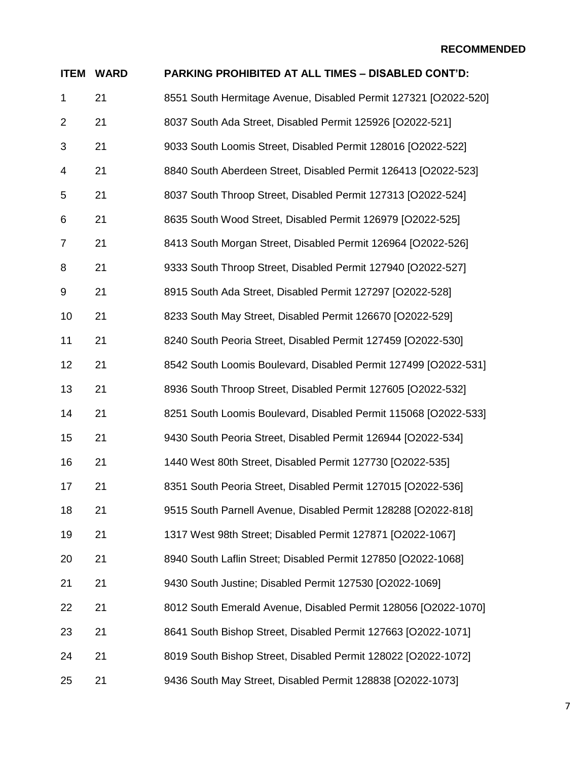**RECOMMENDED**

| ITEM | WARD | PARKING PROHIBITED AT ALL TIMES – DISABLED CONT'D: |
|---|---|---|
| 1 | 21 | 8551 South Hermitage Avenue, Disabled Permit 127321 [O2022-520] |
| 2 | 21 | 8037 South Ada Street, Disabled Permit 125926 [O2022-521] |
| 3 | 21 | 9033 South Loomis Street, Disabled Permit 128016 [O2022-522] |
| 4 | 21 | 8840 South Aberdeen Street, Disabled Permit 126413 [O2022-523] |
| 5 | 21 | 8037 South Throop Street, Disabled Permit 127313 [O2022-524] |
| 6 | 21 | 8635 South Wood Street, Disabled Permit 126979 [O2022-525] |
| 7 | 21 | 8413 South Morgan Street, Disabled Permit 126964 [O2022-526] |
| 8 | 21 | 9333 South Throop Street, Disabled Permit 127940 [O2022-527] |
| 9 | 21 | 8915 South Ada Street, Disabled Permit 127297 [O2022-528] |
| 10 | 21 | 8233 South May Street, Disabled Permit 126670 [O2022-529] |
| 11 | 21 | 8240 South Peoria Street, Disabled Permit 127459 [O2022-530] |
| 12 | 21 | 8542 South Loomis Boulevard, Disabled Permit 127499 [O2022-531] |
| 13 | 21 | 8936 South Throop Street, Disabled Permit 127605 [O2022-532] |
| 14 | 21 | 8251 South Loomis Boulevard, Disabled Permit 115068 [O2022-533] |
| 15 | 21 | 9430 South Peoria Street, Disabled Permit 126944 [O2022-534] |
| 16 | 21 | 1440 West 80th Street, Disabled Permit 127730 [O2022-535] |
| 17 | 21 | 8351 South Peoria Street, Disabled Permit 127015 [O2022-536] |
| 18 | 21 | 9515 South Parnell Avenue, Disabled Permit 128288 [O2022-818] |
| 19 | 21 | 1317 West 98th Street; Disabled Permit 127871 [O2022-1067] |
| 20 | 21 | 8940 South Laflin Street; Disabled Permit 127850 [O2022-1068] |
| 21 | 21 | 9430 South Justine; Disabled Permit 127530 [O2022-1069] |
| 22 | 21 | 8012 South Emerald Avenue, Disabled Permit 128056 [O2022-1070] |
| 23 | 21 | 8641 South Bishop Street, Disabled Permit 127663 [O2022-1071] |
| 24 | 21 | 8019 South Bishop Street, Disabled Permit 128022 [O2022-1072] |
| 25 | 21 | 9436 South May Street, Disabled Permit 128838 [O2022-1073] |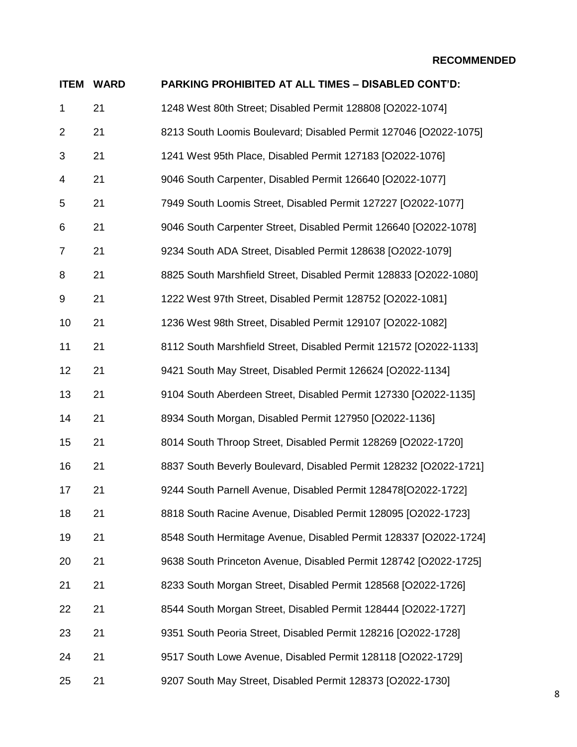**RECOMMENDED**

| ITEM | WARD | PARKING PROHIBITED AT ALL TIMES – DISABLED CONT'D: |
|---|---|---|
| 1 | 21 | 1248 West 80th Street; Disabled Permit 128808 [O2022-1074] |
| 2 | 21 | 8213 South Loomis Boulevard; Disabled Permit 127046 [O2022-1075] |
| 3 | 21 | 1241 West 95th Place, Disabled Permit 127183 [O2022-1076] |
| 4 | 21 | 9046 South Carpenter, Disabled Permit 126640 [O2022-1077] |
| 5 | 21 | 7949 South Loomis Street, Disabled Permit 127227 [O2022-1077] |
| 6 | 21 | 9046 South Carpenter Street, Disabled Permit 126640 [O2022-1078] |
| 7 | 21 | 9234 South ADA Street, Disabled Permit 128638 [O2022-1079] |
| 8 | 21 | 8825 South Marshfield Street, Disabled Permit 128833 [O2022-1080] |
| 9 | 21 | 1222 West 97th Street, Disabled Permit 128752 [O2022-1081] |
| 10 | 21 | 1236 West 98th Street, Disabled Permit 129107 [O2022-1082] |
| 11 | 21 | 8112 South Marshfield Street, Disabled Permit 121572 [O2022-1133] |
| 12 | 21 | 9421 South May Street, Disabled Permit 126624 [O2022-1134] |
| 13 | 21 | 9104 South Aberdeen Street, Disabled Permit 127330 [O2022-1135] |
| 14 | 21 | 8934 South Morgan, Disabled Permit 127950 [O2022-1136] |
| 15 | 21 | 8014 South Throop Street, Disabled Permit 128269 [O2022-1720] |
| 16 | 21 | 8837 South Beverly Boulevard, Disabled Permit 128232 [O2022-1721] |
| 17 | 21 | 9244 South Parnell Avenue, Disabled Permit 128478[O2022-1722] |
| 18 | 21 | 8818 South Racine Avenue, Disabled Permit 128095 [O2022-1723] |
| 19 | 21 | 8548 South Hermitage Avenue, Disabled Permit 128337 [O2022-1724] |
| 20 | 21 | 9638 South Princeton Avenue, Disabled Permit 128742 [O2022-1725] |
| 21 | 21 | 8233 South Morgan Street, Disabled Permit 128568 [O2022-1726] |
| 22 | 21 | 8544 South Morgan Street, Disabled Permit 128444 [O2022-1727] |
| 23 | 21 | 9351 South Peoria Street, Disabled Permit 128216 [O2022-1728] |
| 24 | 21 | 9517 South Lowe Avenue, Disabled Permit 128118 [O2022-1729] |
| 25 | 21 | 9207 South May Street, Disabled Permit 128373 [O2022-1730] |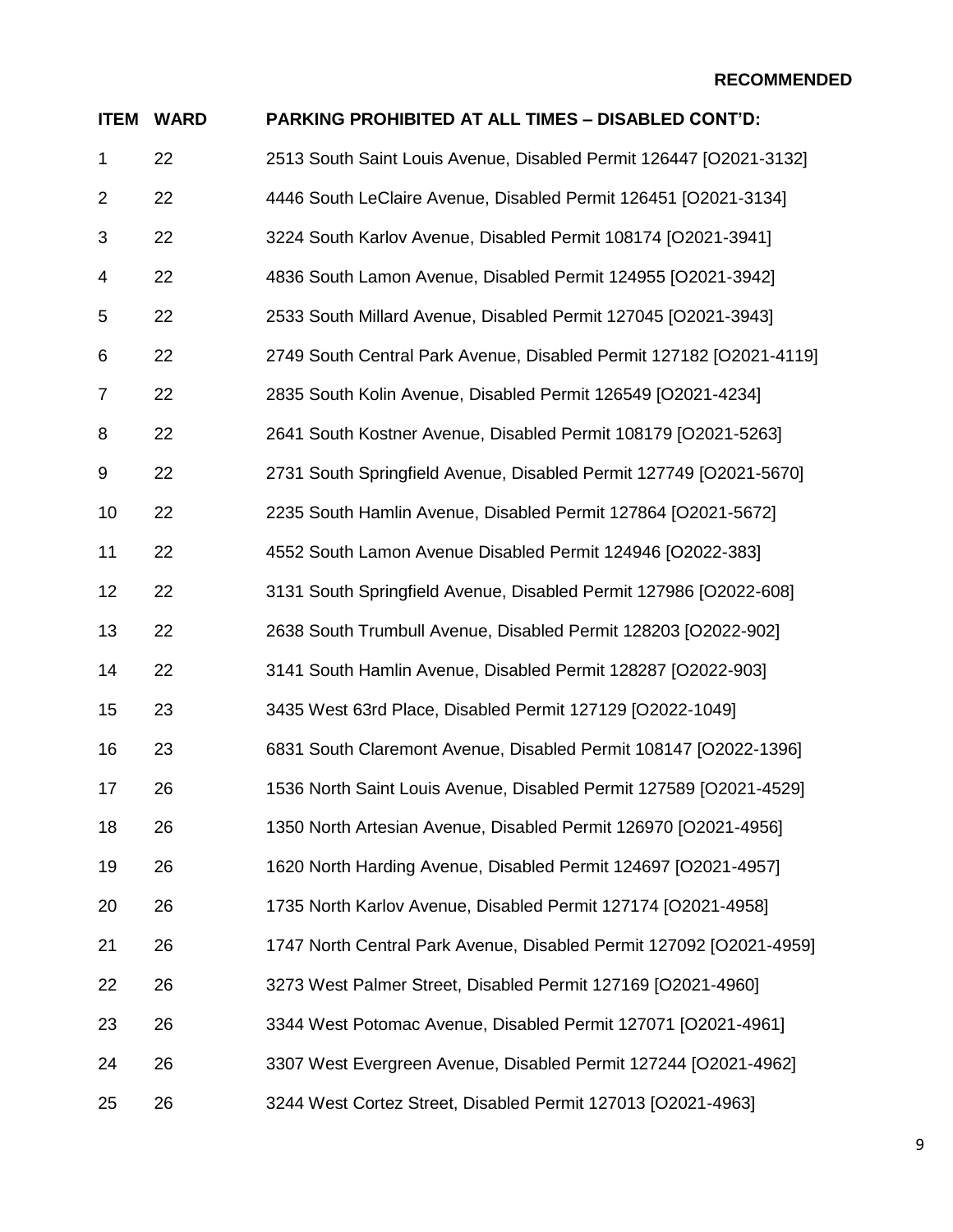**RECOMMENDED**

| ITEM | WARD | PARKING PROHIBITED AT ALL TIMES – DISABLED CONT'D: |
|---|---|---|
| 1 | 22 | 2513 South Saint Louis Avenue, Disabled Permit 126447 [O2021-3132] |
| 2 | 22 | 4446 South LeClaire Avenue, Disabled Permit 126451 [O2021-3134] |
| 3 | 22 | 3224 South Karlov Avenue, Disabled Permit 108174 [O2021-3941] |
| 4 | 22 | 4836 South Lamon Avenue, Disabled Permit 124955 [O2021-3942] |
| 5 | 22 | 2533 South Millard Avenue, Disabled Permit 127045 [O2021-3943] |
| 6 | 22 | 2749 South Central Park Avenue, Disabled Permit 127182 [O2021-4119] |
| 7 | 22 | 2835 South Kolin Avenue, Disabled Permit 126549 [O2021-4234] |
| 8 | 22 | 2641 South Kostner Avenue, Disabled Permit 108179 [O2021-5263] |
| 9 | 22 | 2731 South Springfield Avenue, Disabled Permit 127749 [O2021-5670] |
| 10 | 22 | 2235 South Hamlin Avenue, Disabled Permit 127864 [O2021-5672] |
| 11 | 22 | 4552 South Lamon Avenue Disabled Permit 124946 [O2022-383] |
| 12 | 22 | 3131 South Springfield Avenue, Disabled Permit 127986 [O2022-608] |
| 13 | 22 | 2638 South Trumbull Avenue, Disabled Permit 128203 [O2022-902] |
| 14 | 22 | 3141 South Hamlin Avenue, Disabled Permit 128287 [O2022-903] |
| 15 | 23 | 3435 West 63rd Place, Disabled Permit 127129 [O2022-1049] |
| 16 | 23 | 6831 South Claremont Avenue, Disabled Permit 108147 [O2022-1396] |
| 17 | 26 | 1536 North Saint Louis Avenue, Disabled Permit 127589 [O2021-4529] |
| 18 | 26 | 1350 North Artesian Avenue, Disabled Permit 126970 [O2021-4956] |
| 19 | 26 | 1620 North Harding Avenue, Disabled Permit 124697 [O2021-4957] |
| 20 | 26 | 1735 North Karlov Avenue, Disabled Permit 127174 [O2021-4958] |
| 21 | 26 | 1747 North Central Park Avenue, Disabled Permit 127092 [O2021-4959] |
| 22 | 26 | 3273 West Palmer Street, Disabled Permit 127169 [O2021-4960] |
| 23 | 26 | 3344 West Potomac Avenue, Disabled Permit 127071 [O2021-4961] |
| 24 | 26 | 3307 West Evergreen Avenue, Disabled Permit 127244 [O2021-4962] |
| 25 | 26 | 3244 West Cortez Street, Disabled Permit 127013 [O2021-4963] |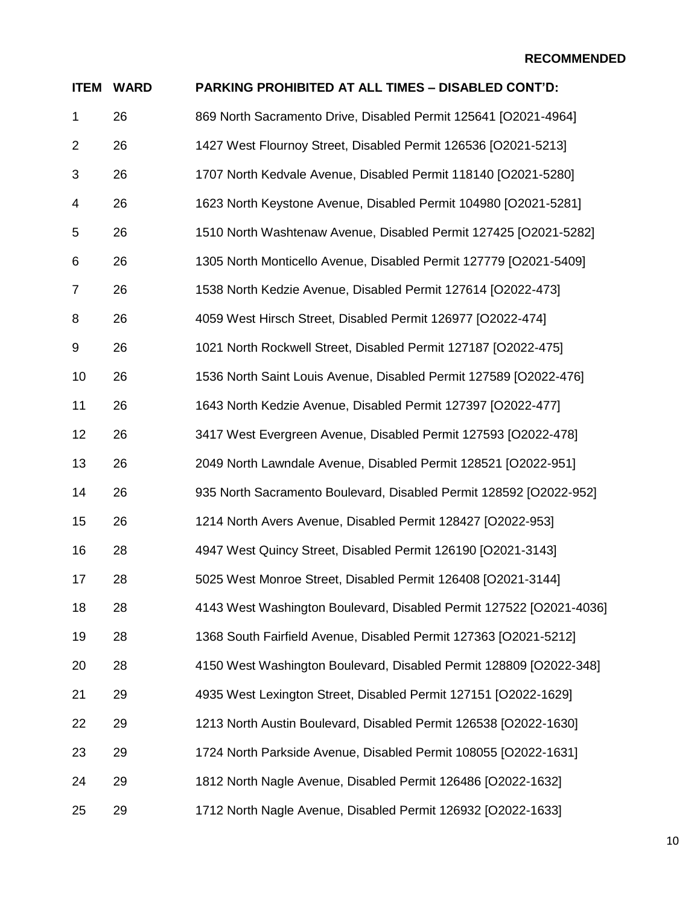**RECOMMENDED**

| ITEM | WARD | PARKING PROHIBITED AT ALL TIMES – DISABLED CONT'D: |
|---|---|---|
| 1 | 26 | 869 North Sacramento Drive, Disabled Permit 125641 [O2021-4964] |
| 2 | 26 | 1427 West Flournoy Street, Disabled Permit 126536 [O2021-5213] |
| 3 | 26 | 1707 North Kedvale Avenue, Disabled Permit 118140 [O2021-5280] |
| 4 | 26 | 1623 North Keystone Avenue, Disabled Permit 104980 [O2021-5281] |
| 5 | 26 | 1510 North Washtenaw Avenue, Disabled Permit 127425 [O2021-5282] |
| 6 | 26 | 1305 North Monticello Avenue, Disabled Permit 127779 [O2021-5409] |
| 7 | 26 | 1538 North Kedzie Avenue, Disabled Permit 127614 [O2022-473] |
| 8 | 26 | 4059 West Hirsch Street, Disabled Permit 126977 [O2022-474] |
| 9 | 26 | 1021 North Rockwell Street, Disabled Permit 127187 [O2022-475] |
| 10 | 26 | 1536 North Saint Louis Avenue, Disabled Permit 127589 [O2022-476] |
| 11 | 26 | 1643 North Kedzie Avenue, Disabled Permit 127397 [O2022-477] |
| 12 | 26 | 3417 West Evergreen Avenue, Disabled Permit 127593 [O2022-478] |
| 13 | 26 | 2049 North Lawndale Avenue, Disabled Permit 128521 [O2022-951] |
| 14 | 26 | 935 North Sacramento Boulevard, Disabled Permit 128592 [O2022-952] |
| 15 | 26 | 1214 North Avers Avenue, Disabled Permit 128427 [O2022-953] |
| 16 | 28 | 4947 West Quincy Street, Disabled Permit 126190 [O2021-3143] |
| 17 | 28 | 5025 West Monroe Street, Disabled Permit 126408 [O2021-3144] |
| 18 | 28 | 4143 West Washington Boulevard, Disabled Permit 127522 [O2021-4036] |
| 19 | 28 | 1368 South Fairfield Avenue, Disabled Permit 127363 [O2021-5212] |
| 20 | 28 | 4150 West Washington Boulevard, Disabled Permit 128809 [O2022-348] |
| 21 | 29 | 4935 West Lexington Street, Disabled Permit 127151 [O2022-1629] |
| 22 | 29 | 1213 North Austin Boulevard, Disabled Permit 126538 [O2022-1630] |
| 23 | 29 | 1724 North Parkside Avenue, Disabled Permit 108055 [O2022-1631] |
| 24 | 29 | 1812 North Nagle Avenue, Disabled Permit 126486 [O2022-1632] |
| 25 | 29 | 1712 North Nagle Avenue, Disabled Permit 126932 [O2022-1633] |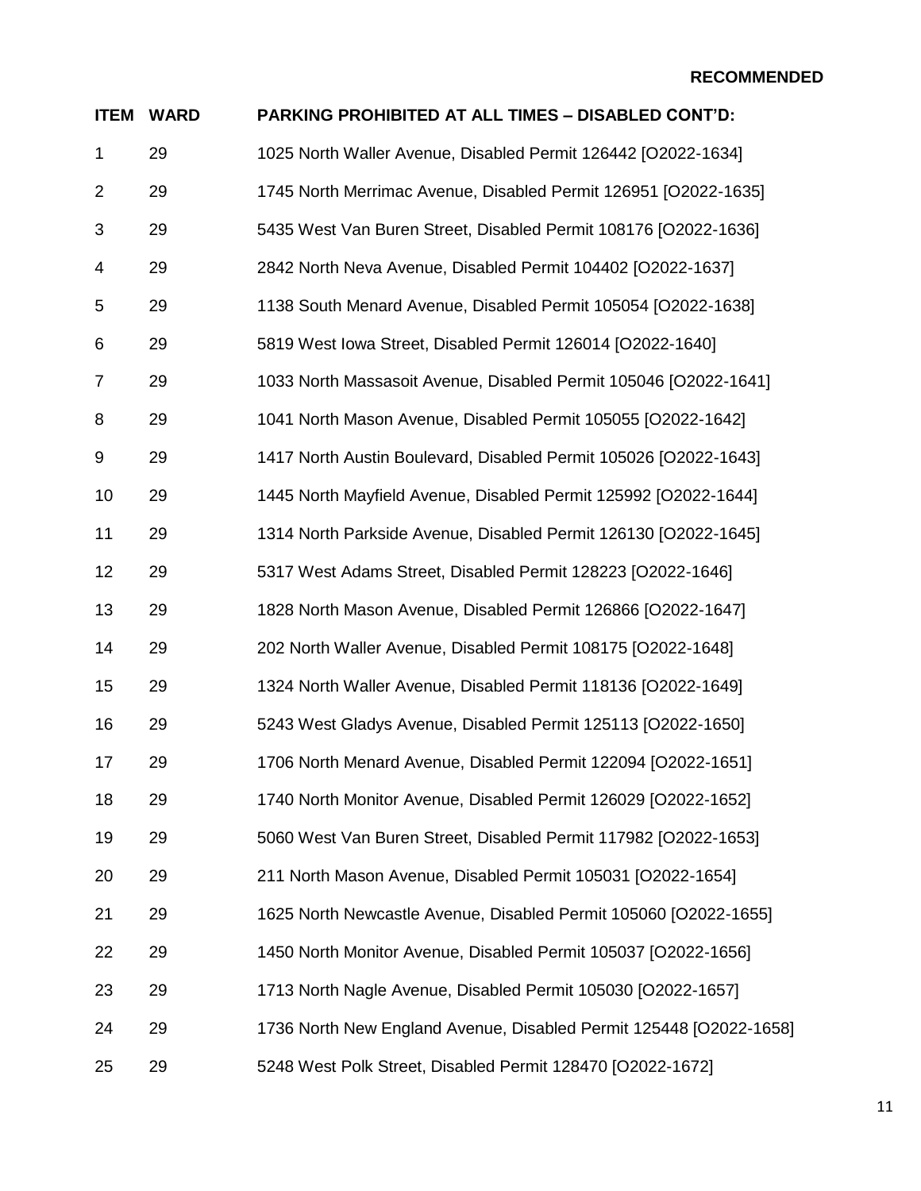**RECOMMENDED**

| ITEM | WARD | PARKING PROHIBITED AT ALL TIMES – DISABLED CONT'D: |
|---|---|---|
| 1 | 29 | 1025 North Waller Avenue, Disabled Permit 126442 [O2022-1634] |
| 2 | 29 | 1745 North Merrimac Avenue, Disabled Permit 126951 [O2022-1635] |
| 3 | 29 | 5435 West Van Buren Street, Disabled Permit 108176 [O2022-1636] |
| 4 | 29 | 2842 North Neva Avenue, Disabled Permit 104402 [O2022-1637] |
| 5 | 29 | 1138 South Menard Avenue, Disabled Permit 105054 [O2022-1638] |
| 6 | 29 | 5819 West Iowa Street, Disabled Permit 126014 [O2022-1640] |
| 7 | 29 | 1033 North Massasoit Avenue, Disabled Permit 105046 [O2022-1641] |
| 8 | 29 | 1041 North Mason Avenue, Disabled Permit 105055 [O2022-1642] |
| 9 | 29 | 1417 North Austin Boulevard, Disabled Permit 105026 [O2022-1643] |
| 10 | 29 | 1445 North Mayfield Avenue, Disabled Permit 125992 [O2022-1644] |
| 11 | 29 | 1314 North Parkside Avenue, Disabled Permit 126130 [O2022-1645] |
| 12 | 29 | 5317 West Adams Street, Disabled Permit 128223 [O2022-1646] |
| 13 | 29 | 1828 North Mason Avenue, Disabled Permit 126866 [O2022-1647] |
| 14 | 29 | 202 North Waller Avenue, Disabled Permit 108175 [O2022-1648] |
| 15 | 29 | 1324 North Waller Avenue, Disabled Permit 118136 [O2022-1649] |
| 16 | 29 | 5243 West Gladys Avenue, Disabled Permit 125113 [O2022-1650] |
| 17 | 29 | 1706 North Menard Avenue, Disabled Permit 122094 [O2022-1651] |
| 18 | 29 | 1740 North Monitor Avenue, Disabled Permit 126029 [O2022-1652] |
| 19 | 29 | 5060 West Van Buren Street, Disabled Permit 117982 [O2022-1653] |
| 20 | 29 | 211 North Mason Avenue, Disabled Permit 105031 [O2022-1654] |
| 21 | 29 | 1625 North Newcastle Avenue, Disabled Permit 105060 [O2022-1655] |
| 22 | 29 | 1450 North Monitor Avenue, Disabled Permit 105037 [O2022-1656] |
| 23 | 29 | 1713 North Nagle Avenue, Disabled Permit 105030 [O2022-1657] |
| 24 | 29 | 1736 North New England Avenue, Disabled Permit 125448 [O2022-1658] |
| 25 | 29 | 5248 West Polk Street, Disabled Permit 128470 [O2022-1672] |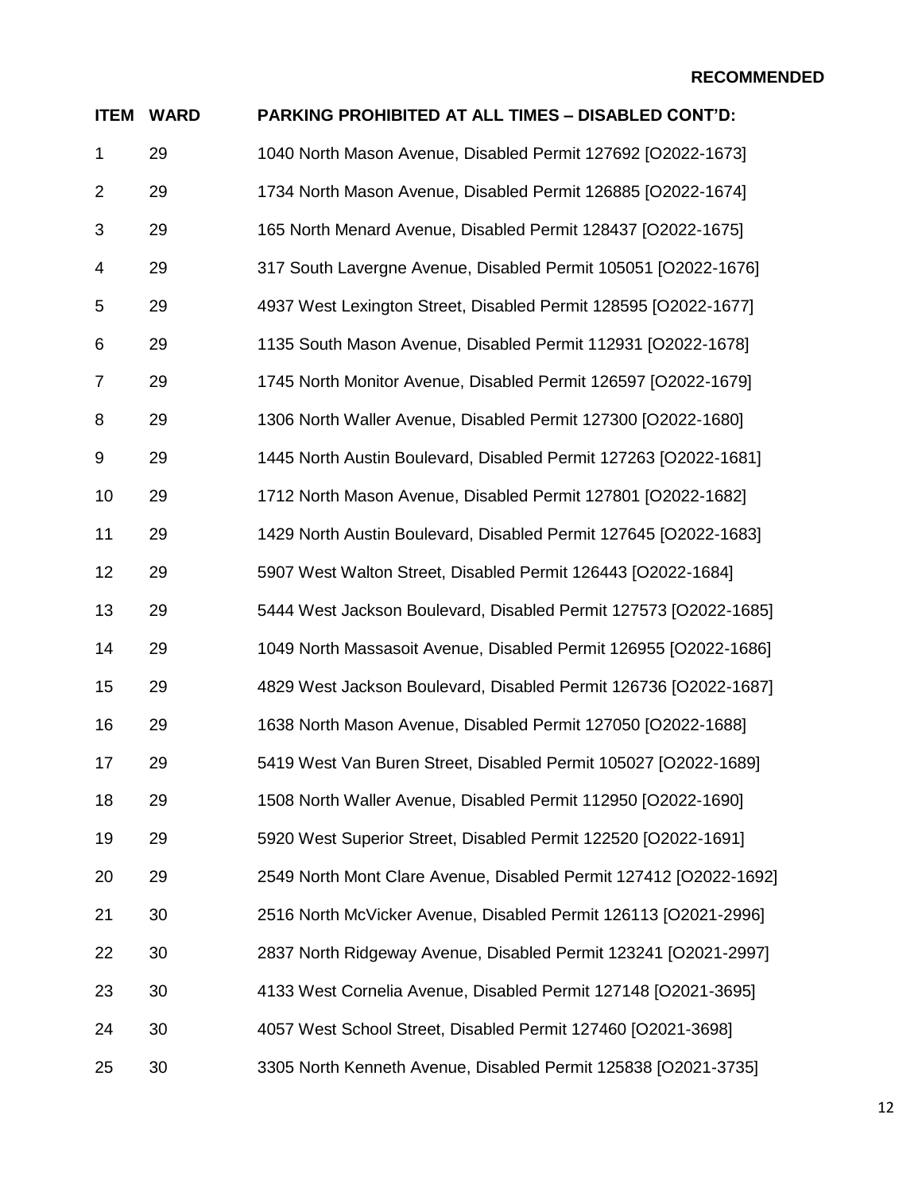**RECOMMENDED**

| ITEM | WARD | PARKING PROHIBITED AT ALL TIMES – DISABLED CONT'D: |
|---|---|---|
| 1 | 29 | 1040 North Mason Avenue, Disabled Permit 127692 [O2022-1673] |
| 2 | 29 | 1734 North Mason Avenue, Disabled Permit 126885 [O2022-1674] |
| 3 | 29 | 165 North Menard Avenue, Disabled Permit 128437 [O2022-1675] |
| 4 | 29 | 317 South Lavergne Avenue, Disabled Permit 105051 [O2022-1676] |
| 5 | 29 | 4937 West Lexington Street, Disabled Permit 128595 [O2022-1677] |
| 6 | 29 | 1135 South Mason Avenue, Disabled Permit 112931 [O2022-1678] |
| 7 | 29 | 1745 North Monitor Avenue, Disabled Permit 126597 [O2022-1679] |
| 8 | 29 | 1306 North Waller Avenue, Disabled Permit 127300 [O2022-1680] |
| 9 | 29 | 1445 North Austin Boulevard, Disabled Permit 127263 [O2022-1681] |
| 10 | 29 | 1712 North Mason Avenue, Disabled Permit 127801 [O2022-1682] |
| 11 | 29 | 1429 North Austin Boulevard, Disabled Permit 127645 [O2022-1683] |
| 12 | 29 | 5907 West Walton Street, Disabled Permit 126443 [O2022-1684] |
| 13 | 29 | 5444 West Jackson Boulevard, Disabled Permit 127573 [O2022-1685] |
| 14 | 29 | 1049 North Massasoit Avenue, Disabled Permit 126955 [O2022-1686] |
| 15 | 29 | 4829 West Jackson Boulevard, Disabled Permit 126736 [O2022-1687] |
| 16 | 29 | 1638 North Mason Avenue, Disabled Permit 127050 [O2022-1688] |
| 17 | 29 | 5419 West Van Buren Street, Disabled Permit 105027 [O2022-1689] |
| 18 | 29 | 1508 North Waller Avenue, Disabled Permit 112950 [O2022-1690] |
| 19 | 29 | 5920 West Superior Street, Disabled Permit 122520 [O2022-1691] |
| 20 | 29 | 2549 North Mont Clare Avenue, Disabled Permit 127412 [O2022-1692] |
| 21 | 30 | 2516 North McVicker Avenue, Disabled Permit 126113 [O2021-2996] |
| 22 | 30 | 2837 North Ridgeway Avenue, Disabled Permit 123241 [O2021-2997] |
| 23 | 30 | 4133 West Cornelia Avenue, Disabled Permit 127148 [O2021-3695] |
| 24 | 30 | 4057 West School Street, Disabled Permit 127460 [O2021-3698] |
| 25 | 30 | 3305 North Kenneth Avenue, Disabled Permit 125838 [O2021-3735] |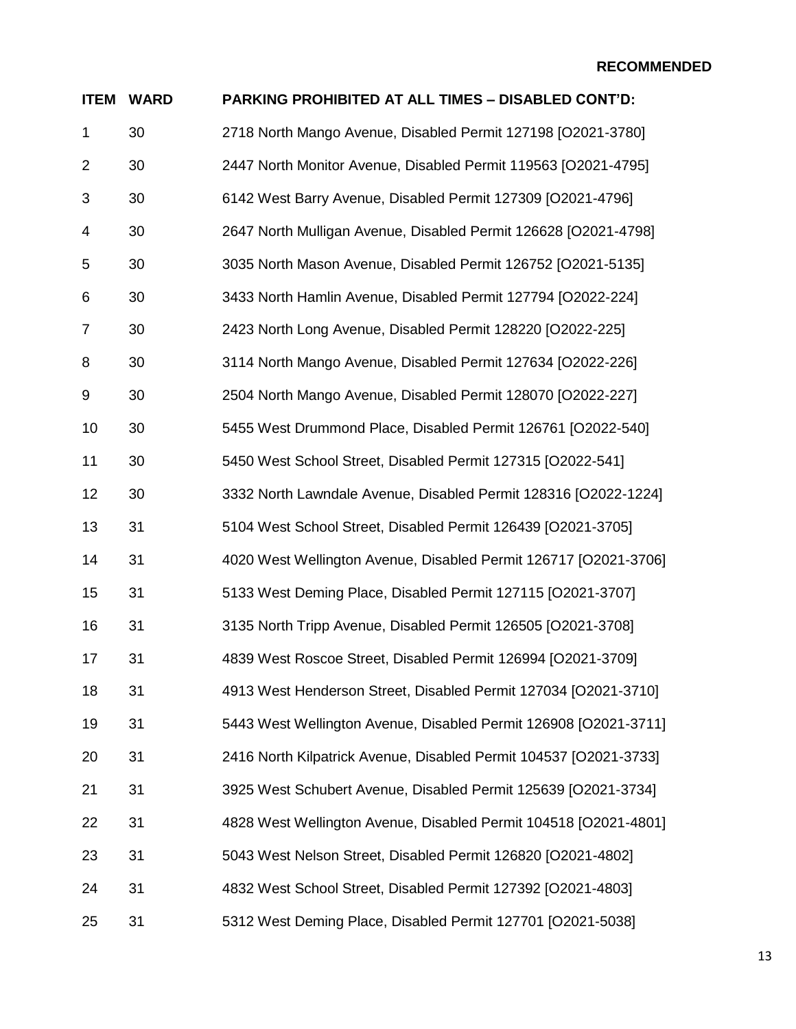**RECOMMENDED**

| ITEM | WARD | PARKING PROHIBITED AT ALL TIMES – DISABLED CONT'D: |
|---|---|---|
| 1 | 30 | 2718 North Mango Avenue, Disabled Permit 127198 [O2021-3780] |
| 2 | 30 | 2447 North Monitor Avenue, Disabled Permit 119563 [O2021-4795] |
| 3 | 30 | 6142 West Barry Avenue, Disabled Permit 127309 [O2021-4796] |
| 4 | 30 | 2647 North Mulligan Avenue, Disabled Permit 126628 [O2021-4798] |
| 5 | 30 | 3035 North Mason Avenue, Disabled Permit 126752 [O2021-5135] |
| 6 | 30 | 3433 North Hamlin Avenue, Disabled Permit 127794 [O2022-224] |
| 7 | 30 | 2423 North Long Avenue, Disabled Permit 128220 [O2022-225] |
| 8 | 30 | 3114 North Mango Avenue, Disabled Permit 127634 [O2022-226] |
| 9 | 30 | 2504 North Mango Avenue, Disabled Permit 128070 [O2022-227] |
| 10 | 30 | 5455 West Drummond Place, Disabled Permit 126761 [O2022-540] |
| 11 | 30 | 5450 West School Street, Disabled Permit 127315 [O2022-541] |
| 12 | 30 | 3332 North Lawndale Avenue, Disabled Permit 128316 [O2022-1224] |
| 13 | 31 | 5104 West School Street, Disabled Permit 126439 [O2021-3705] |
| 14 | 31 | 4020 West Wellington Avenue, Disabled Permit 126717 [O2021-3706] |
| 15 | 31 | 5133 West Deming Place, Disabled Permit 127115 [O2021-3707] |
| 16 | 31 | 3135 North Tripp Avenue, Disabled Permit 126505 [O2021-3708] |
| 17 | 31 | 4839 West Roscoe Street, Disabled Permit 126994 [O2021-3709] |
| 18 | 31 | 4913 West Henderson Street, Disabled Permit 127034 [O2021-3710] |
| 19 | 31 | 5443 West Wellington Avenue, Disabled Permit 126908 [O2021-3711] |
| 20 | 31 | 2416 North Kilpatrick Avenue, Disabled Permit 104537 [O2021-3733] |
| 21 | 31 | 3925 West Schubert Avenue, Disabled Permit 125639 [O2021-3734] |
| 22 | 31 | 4828 West Wellington Avenue, Disabled Permit 104518 [O2021-4801] |
| 23 | 31 | 5043 West Nelson Street, Disabled Permit 126820 [O2021-4802] |
| 24 | 31 | 4832 West School Street, Disabled Permit 127392 [O2021-4803] |
| 25 | 31 | 5312 West Deming Place, Disabled Permit 127701 [O2021-5038] |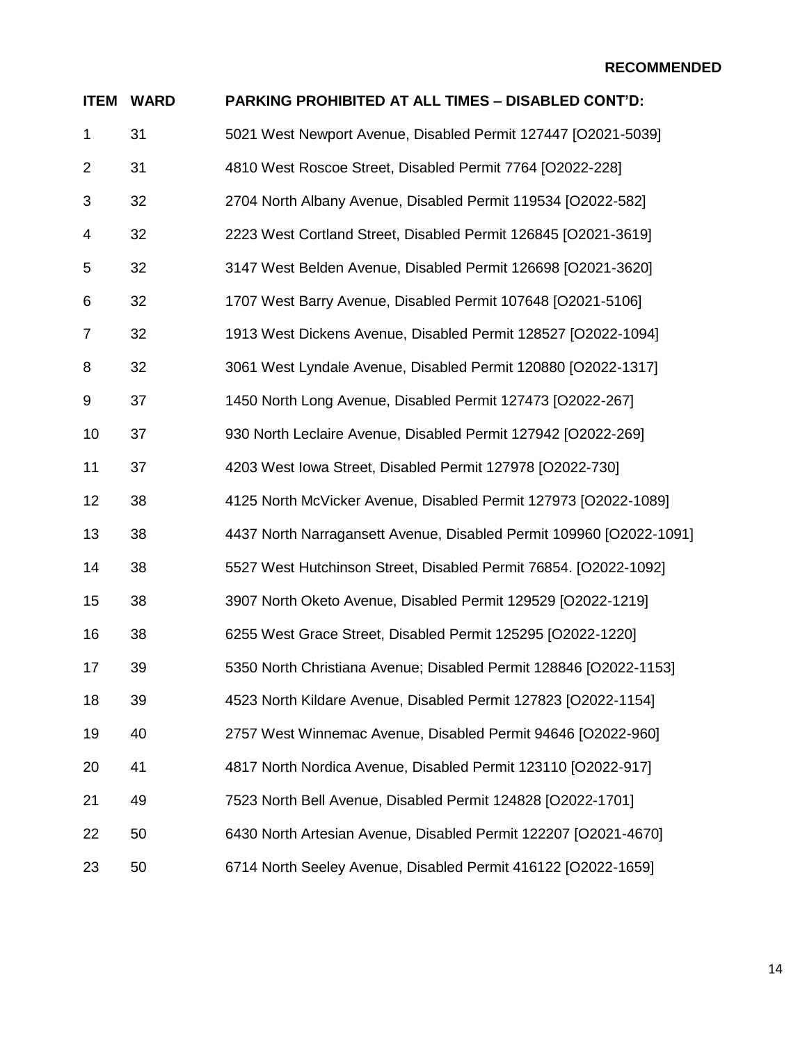**RECOMMENDED**

| ITEM | WARD | PARKING PROHIBITED AT ALL TIMES – DISABLED CONT'D: |
|---|---|---|
| 1 | 31 | 5021 West Newport Avenue, Disabled Permit 127447 [O2021-5039] |
| 2 | 31 | 4810 West Roscoe Street, Disabled Permit 7764 [O2022-228] |
| 3 | 32 | 2704 North Albany Avenue, Disabled Permit 119534 [O2022-582] |
| 4 | 32 | 2223 West Cortland Street, Disabled Permit 126845 [O2021-3619] |
| 5 | 32 | 3147 West Belden Avenue, Disabled Permit 126698 [O2021-3620] |
| 6 | 32 | 1707 West Barry Avenue, Disabled Permit 107648 [O2021-5106] |
| 7 | 32 | 1913 West Dickens Avenue, Disabled Permit 128527 [O2022-1094] |
| 8 | 32 | 3061 West Lyndale Avenue, Disabled Permit 120880 [O2022-1317] |
| 9 | 37 | 1450 North Long Avenue, Disabled Permit 127473 [O2022-267] |
| 10 | 37 | 930 North Leclaire Avenue, Disabled Permit 127942 [O2022-269] |
| 11 | 37 | 4203 West Iowa Street, Disabled Permit 127978 [O2022-730] |
| 12 | 38 | 4125 North McVicker Avenue, Disabled Permit 127973 [O2022-1089] |
| 13 | 38 | 4437 North Narragansett Avenue, Disabled Permit 109960 [O2022-1091] |
| 14 | 38 | 5527 West Hutchinson Street, Disabled Permit 76854. [O2022-1092] |
| 15 | 38 | 3907 North Oketo Avenue, Disabled Permit 129529 [O2022-1219] |
| 16 | 38 | 6255 West Grace Street, Disabled Permit 125295 [O2022-1220] |
| 17 | 39 | 5350 North Christiana Avenue; Disabled Permit 128846 [O2022-1153] |
| 18 | 39 | 4523 North Kildare Avenue, Disabled Permit 127823 [O2022-1154] |
| 19 | 40 | 2757 West Winnemac Avenue, Disabled Permit 94646 [O2022-960] |
| 20 | 41 | 4817 North Nordica Avenue, Disabled Permit 123110 [O2022-917] |
| 21 | 49 | 7523 North Bell Avenue, Disabled Permit 124828 [O2022-1701] |
| 22 | 50 | 6430 North Artesian Avenue, Disabled Permit 122207 [O2021-4670] |
| 23 | 50 | 6714 North Seeley Avenue, Disabled Permit 416122 [O2022-1659] |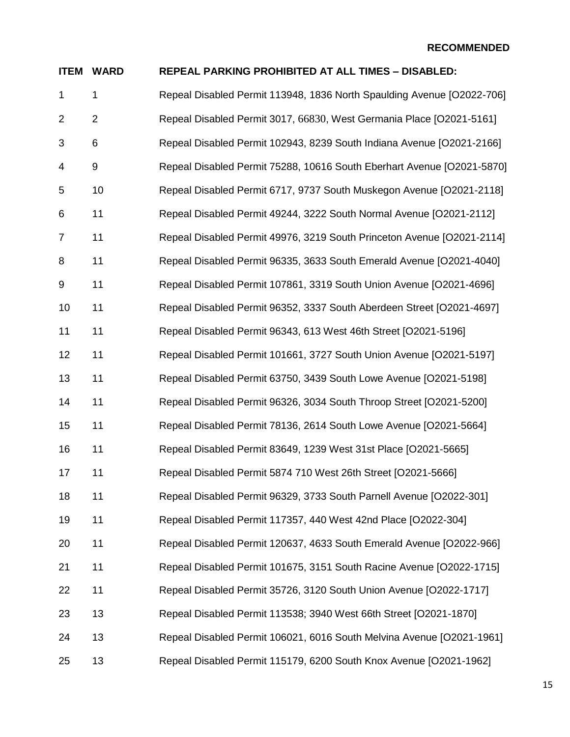**RECOMMENDED**

| ITEM | WARD | REPEAL PARKING PROHIBITED AT ALL TIMES – DISABLED: |
|---|---|---|
| 1 | 1 | Repeal Disabled Permit 113948, 1836 North Spaulding Avenue [O2022-706] |
| 2 | 2 | Repeal Disabled Permit 3017, 66830, West Germania Place [O2021-5161] |
| 3 | 6 | Repeal Disabled Permit 102943, 8239 South Indiana Avenue [O2021-2166] |
| 4 | 9 | Repeal Disabled Permit 75288, 10616 South Eberhart Avenue [O2021-5870] |
| 5 | 10 | Repeal Disabled Permit 6717, 9737 South Muskegon Avenue [O2021-2118] |
| 6 | 11 | Repeal Disabled Permit 49244, 3222 South Normal Avenue [O2021-2112] |
| 7 | 11 | Repeal Disabled Permit 49976, 3219 South Princeton Avenue [O2021-2114] |
| 8 | 11 | Repeal Disabled Permit 96335, 3633 South Emerald Avenue [O2021-4040] |
| 9 | 11 | Repeal Disabled Permit 107861, 3319 South Union Avenue [O2021-4696] |
| 10 | 11 | Repeal Disabled Permit 96352, 3337 South Aberdeen Street [O2021-4697] |
| 11 | 11 | Repeal Disabled Permit 96343, 613 West 46th Street [O2021-5196] |
| 12 | 11 | Repeal Disabled Permit 101661, 3727 South Union Avenue [O2021-5197] |
| 13 | 11 | Repeal Disabled Permit 63750, 3439 South Lowe Avenue [O2021-5198] |
| 14 | 11 | Repeal Disabled Permit 96326, 3034 South Throop Street [O2021-5200] |
| 15 | 11 | Repeal Disabled Permit 78136, 2614 South Lowe Avenue [O2021-5664] |
| 16 | 11 | Repeal Disabled Permit 83649, 1239 West 31st Place [O2021-5665] |
| 17 | 11 | Repeal Disabled Permit 5874 710 West 26th Street [O2021-5666] |
| 18 | 11 | Repeal Disabled Permit 96329, 3733 South Parnell Avenue [O2022-301] |
| 19 | 11 | Repeal Disabled Permit 117357, 440 West 42nd Place [O2022-304] |
| 20 | 11 | Repeal Disabled Permit 120637, 4633 South Emerald Avenue [O2022-966] |
| 21 | 11 | Repeal Disabled Permit 101675, 3151 South Racine Avenue [O2022-1715] |
| 22 | 11 | Repeal Disabled Permit 35726, 3120 South Union Avenue [O2022-1717] |
| 23 | 13 | Repeal Disabled Permit 113538; 3940 West 66th Street [O2021-1870] |
| 24 | 13 | Repeal Disabled Permit 106021, 6016 South Melvina Avenue [O2021-1961] |
| 25 | 13 | Repeal Disabled Permit 115179, 6200 South Knox Avenue [O2021-1962] |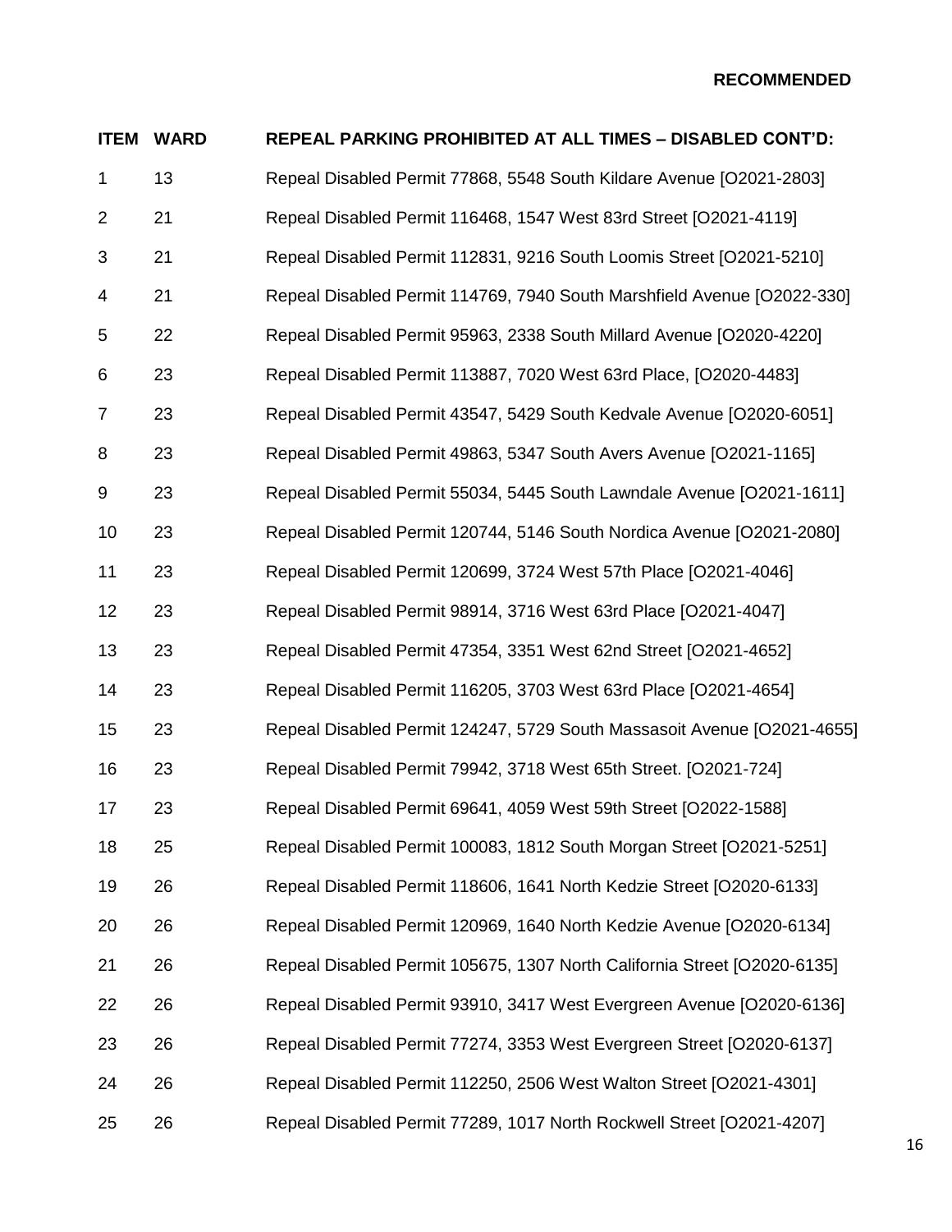**RECOMMENDED**

| ITEM | WARD | REPEAL PARKING PROHIBITED AT ALL TIMES – DISABLED CONT'D: |
|---|---|---|
| 1 | 13 | Repeal Disabled Permit 77868, 5548 South Kildare Avenue [O2021-2803] |
| 2 | 21 | Repeal Disabled Permit 116468, 1547 West 83rd Street [O2021-4119] |
| 3 | 21 | Repeal Disabled Permit 112831, 9216 South Loomis Street [O2021-5210] |
| 4 | 21 | Repeal Disabled Permit 114769, 7940 South Marshfield Avenue [O2022-330] |
| 5 | 22 | Repeal Disabled Permit 95963, 2338 South Millard Avenue [O2020-4220] |
| 6 | 23 | Repeal Disabled Permit 113887, 7020 West 63rd Place, [O2020-4483] |
| 7 | 23 | Repeal Disabled Permit 43547, 5429 South Kedvale Avenue [O2020-6051] |
| 8 | 23 | Repeal Disabled Permit 49863, 5347 South Avers Avenue [O2021-1165] |
| 9 | 23 | Repeal Disabled Permit 55034, 5445 South Lawndale Avenue [O2021-1611] |
| 10 | 23 | Repeal Disabled Permit 120744, 5146 South Nordica Avenue [O2021-2080] |
| 11 | 23 | Repeal Disabled Permit 120699, 3724 West 57th Place [O2021-4046] |
| 12 | 23 | Repeal Disabled Permit 98914, 3716 West 63rd Place [O2021-4047] |
| 13 | 23 | Repeal Disabled Permit 47354, 3351 West 62nd Street [O2021-4652] |
| 14 | 23 | Repeal Disabled Permit 116205, 3703 West 63rd Place [O2021-4654] |
| 15 | 23 | Repeal Disabled Permit 124247, 5729 South Massasoit Avenue [O2021-4655] |
| 16 | 23 | Repeal Disabled Permit 79942, 3718 West 65th Street. [O2021-724] |
| 17 | 23 | Repeal Disabled Permit 69641, 4059 West 59th Street [O2022-1588] |
| 18 | 25 | Repeal Disabled Permit 100083, 1812 South Morgan Street [O2021-5251] |
| 19 | 26 | Repeal Disabled Permit 118606, 1641 North Kedzie Street [O2020-6133] |
| 20 | 26 | Repeal Disabled Permit 120969, 1640 North Kedzie Avenue [O2020-6134] |
| 21 | 26 | Repeal Disabled Permit 105675, 1307 North California Street [O2020-6135] |
| 22 | 26 | Repeal Disabled Permit 93910, 3417 West Evergreen Avenue [O2020-6136] |
| 23 | 26 | Repeal Disabled Permit 77274, 3353 West Evergreen Street [O2020-6137] |
| 24 | 26 | Repeal Disabled Permit 112250, 2506 West Walton Street [O2021-4301] |
| 25 | 26 | Repeal Disabled Permit 77289, 1017 North Rockwell Street [O2021-4207] |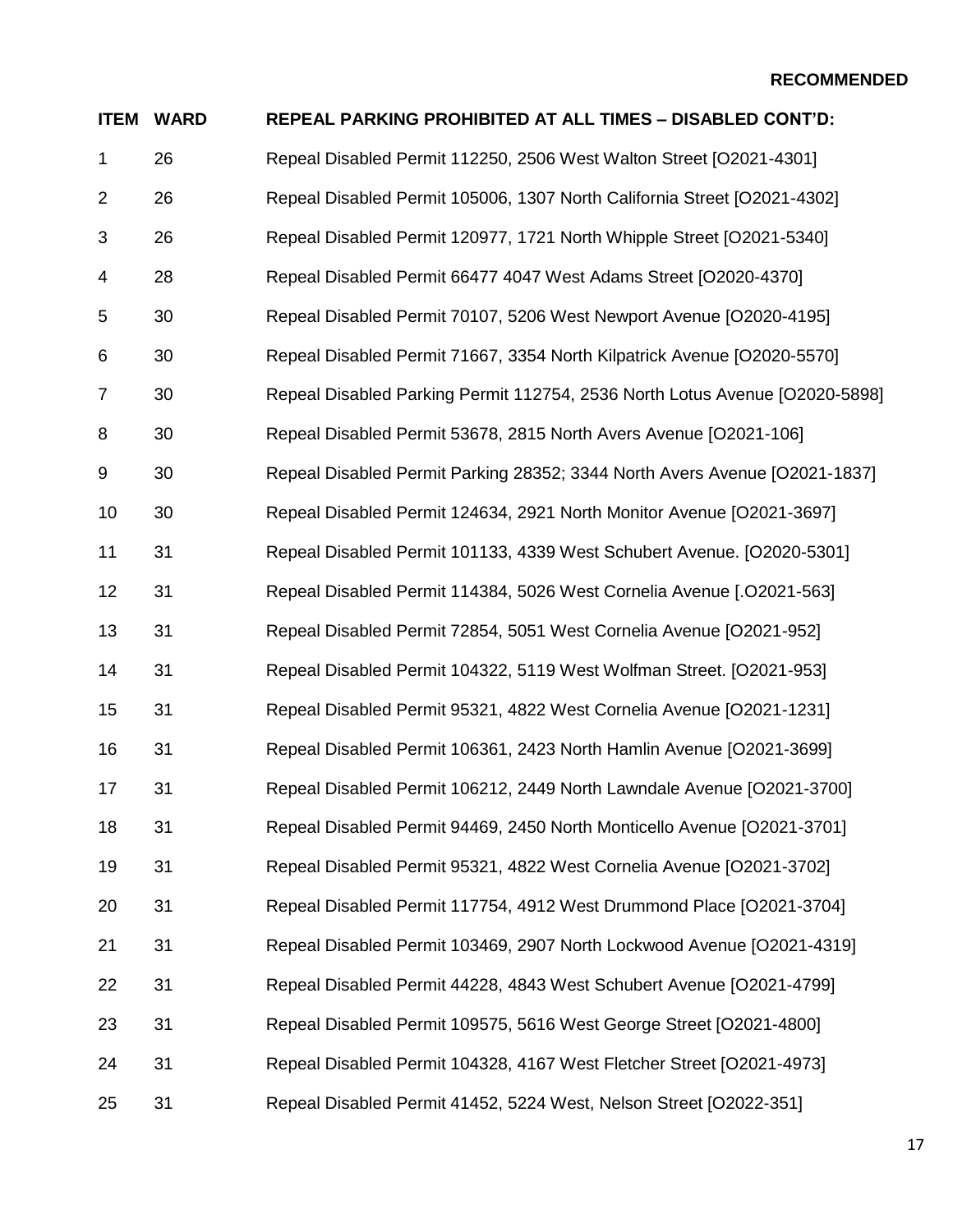**RECOMMENDED**

| ITEM | WARD | REPEAL PARKING PROHIBITED AT ALL TIMES – DISABLED CONT'D: |
|---|---|---|
| 1 | 26 | Repeal Disabled Permit 112250, 2506 West Walton Street [O2021-4301] |
| 2 | 26 | Repeal Disabled Permit 105006, 1307 North California Street [O2021-4302] |
| 3 | 26 | Repeal Disabled Permit 120977, 1721 North Whipple Street [O2021-5340] |
| 4 | 28 | Repeal Disabled Permit 66477 4047 West Adams Street [O2020-4370] |
| 5 | 30 | Repeal Disabled Permit 70107, 5206 West Newport Avenue [O2020-4195] |
| 6 | 30 | Repeal Disabled Permit 71667, 3354 North Kilpatrick Avenue [O2020-5570] |
| 7 | 30 | Repeal Disabled Parking Permit 112754, 2536 North Lotus Avenue [O2020-5898] |
| 8 | 30 | Repeal Disabled Permit 53678, 2815 North Avers Avenue [O2021-106] |
| 9 | 30 | Repeal Disabled Permit Parking 28352; 3344 North Avers Avenue [O2021-1837] |
| 10 | 30 | Repeal Disabled Permit 124634, 2921 North Monitor Avenue [O2021-3697] |
| 11 | 31 | Repeal Disabled Permit 101133, 4339 West Schubert Avenue. [O2020-5301] |
| 12 | 31 | Repeal Disabled Permit 114384, 5026 West Cornelia Avenue [.O2021-563] |
| 13 | 31 | Repeal Disabled Permit 72854, 5051 West Cornelia Avenue [O2021-952] |
| 14 | 31 | Repeal Disabled Permit 104322, 5119 West Wolfman Street. [O2021-953] |
| 15 | 31 | Repeal Disabled Permit 95321, 4822 West Cornelia Avenue [O2021-1231] |
| 16 | 31 | Repeal Disabled Permit 106361, 2423 North Hamlin Avenue [O2021-3699] |
| 17 | 31 | Repeal Disabled Permit 106212, 2449 North Lawndale Avenue [O2021-3700] |
| 18 | 31 | Repeal Disabled Permit 94469, 2450 North Monticello Avenue [O2021-3701] |
| 19 | 31 | Repeal Disabled Permit 95321, 4822 West Cornelia Avenue [O2021-3702] |
| 20 | 31 | Repeal Disabled Permit 117754, 4912 West Drummond Place [O2021-3704] |
| 21 | 31 | Repeal Disabled Permit 103469, 2907 North Lockwood Avenue [O2021-4319] |
| 22 | 31 | Repeal Disabled Permit 44228, 4843 West Schubert Avenue [O2021-4799] |
| 23 | 31 | Repeal Disabled Permit 109575, 5616 West George Street [O2021-4800] |
| 24 | 31 | Repeal Disabled Permit 104328, 4167 West Fletcher Street [O2021-4973] |
| 25 | 31 | Repeal Disabled Permit 41452, 5224 West, Nelson Street [O2022-351] |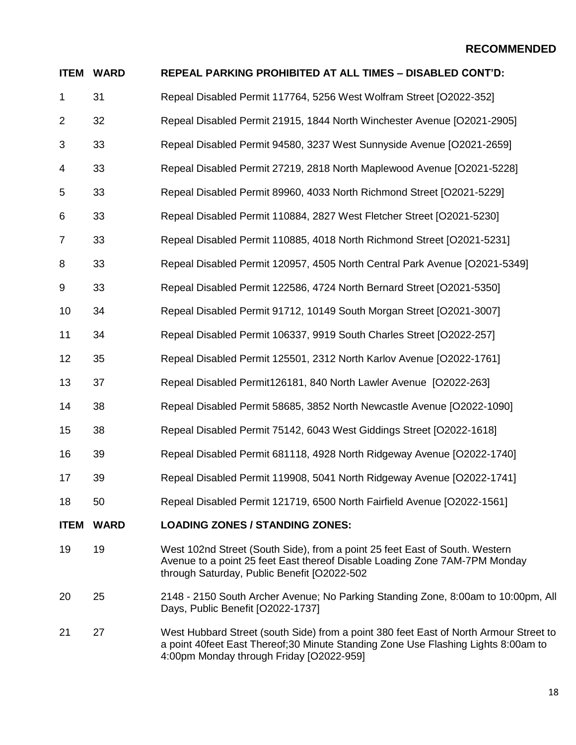**RECOMMENDED**

| ITEM | WARD | REPEAL PARKING PROHIBITED AT ALL TIMES – DISABLED CONT'D: |
|---|---|---|
| 1 | 31 | Repeal Disabled Permit 117764, 5256 West Wolfram Street [O2022-352] |
| 2 | 32 | Repeal Disabled Permit 21915, 1844 North Winchester Avenue [O2021-2905] |
| 3 | 33 | Repeal Disabled Permit 94580, 3237 West Sunnyside Avenue [O2021-2659] |
| 4 | 33 | Repeal Disabled Permit 27219, 2818 North Maplewood Avenue [O2021-5228] |
| 5 | 33 | Repeal Disabled Permit 89960, 4033 North Richmond Street [O2021-5229] |
| 6 | 33 | Repeal Disabled Permit 110884, 2827 West Fletcher Street [O2021-5230] |
| 7 | 33 | Repeal Disabled Permit 110885, 4018 North Richmond Street [O2021-5231] |
| 8 | 33 | Repeal Disabled Permit 120957, 4505 North Central Park Avenue [O2021-5349] |
| 9 | 33 | Repeal Disabled Permit 122586, 4724 North Bernard Street [O2021-5350] |
| 10 | 34 | Repeal Disabled Permit 91712, 10149 South Morgan Street [O2021-3007] |
| 11 | 34 | Repeal Disabled Permit 106337, 9919 South Charles Street [O2022-257] |
| 12 | 35 | Repeal Disabled Permit 125501, 2312 North Karlov Avenue [O2022-1761] |
| 13 | 37 | Repeal Disabled Permit126181, 840 North Lawler Avenue [O2022-263] |
| 14 | 38 | Repeal Disabled Permit 58685, 3852 North Newcastle Avenue [O2022-1090] |
| 15 | 38 | Repeal Disabled Permit 75142, 6043 West Giddings Street [O2022-1618] |
| 16 | 39 | Repeal Disabled Permit 681118, 4928 North Ridgeway Avenue [O2022-1740] |
| 17 | 39 | Repeal Disabled Permit 119908, 5041 North Ridgeway Avenue [O2022-1741] |
| 18 | 50 | Repeal Disabled Permit 121719, 6500 North Fairfield Avenue [O2022-1561] |
| **ITEM** | **WARD** | **LOADING ZONES / STANDING ZONES:** |
| 19 | 19 | West 102nd Street (South Side), from a point 25 feet East of South. Western Avenue to a point 25 feet East thereof Disable Loading Zone 7AM-7PM Monday through Saturday, Public Benefit [O2022-502 |
| 20 | 25 | 2148 - 2150 South Archer Avenue; No Parking Standing Zone, 8:00am to 10:00pm, All Days, Public Benefit [O2022-1737] |
| 21 | 27 | West Hubbard Street (south Side) from a point 380 feet East of North Armour Street to a point 40feet East Thereof;30 Minute Standing Zone Use Flashing Lights 8:00am to 4:00pm Monday through Friday [O2022-959] |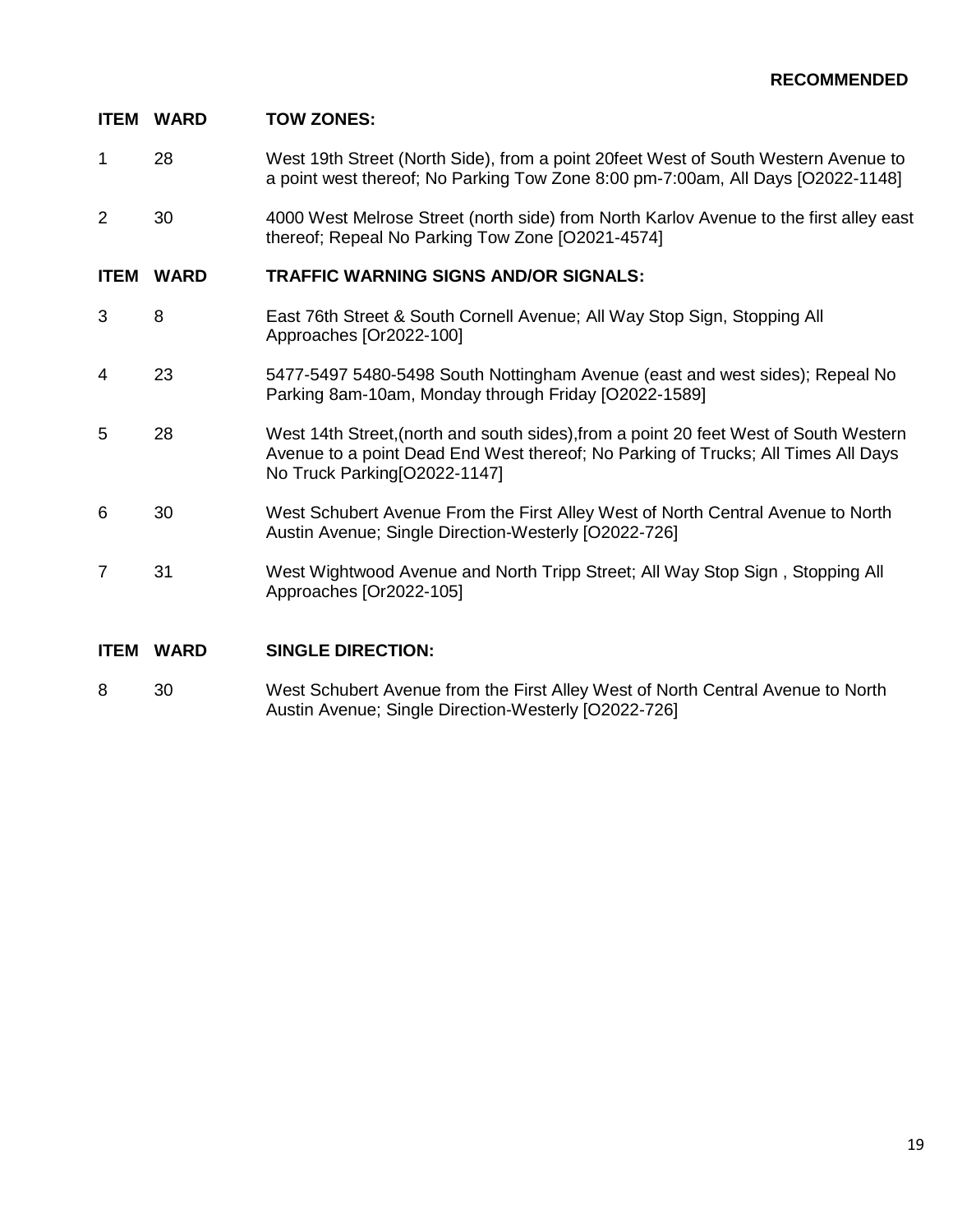**RECOMMENDED**

| ITEM | WARD | TOW ZONES: |
|---|---|---|
| 1 | 28 | West 19th Street (North Side), from a point 20feet West of South Western Avenue to a point west thereof; No Parking Tow Zone 8:00 pm-7:00am, All Days [O2022-1148] |
| 2 | 30 | 4000 West Melrose Street (north side) from North Karlov Avenue to the first alley east thereof; Repeal No Parking Tow Zone [O2021-4574] |

| ITEM | WARD | TRAFFIC WARNING SIGNS AND/OR SIGNALS: |
|---|---|---|
| 3 | 8 | East 76th Street & South Cornell Avenue; All Way Stop Sign, Stopping All Approaches [Or2022-100] |
| 4 | 23 | 5477-5497 5480-5498 South Nottingham Avenue (east and west sides); Repeal No Parking 8am-10am, Monday through Friday [O2022-1589] |
| 5 | 28 | West 14th Street,(north and south sides),from a point 20 feet West of South Western Avenue to a point Dead End West thereof; No Parking of Trucks; All Times All Days No Truck Parking[O2022-1147] |
| 6 | 30 | West Schubert Avenue From the First Alley West of North Central Avenue to North Austin Avenue; Single Direction-Westerly [O2022-726] |
| 7 | 31 | West Wightwood Avenue and North Tripp Street; All Way Stop Sign , Stopping All Approaches [Or2022-105] |

| ITEM | WARD | SINGLE DIRECTION: |
|---|---|---|
| 8 | 30 | West Schubert Avenue from the First Alley West of North Central Avenue to North Austin Avenue; Single Direction-Westerly [O2022-726] |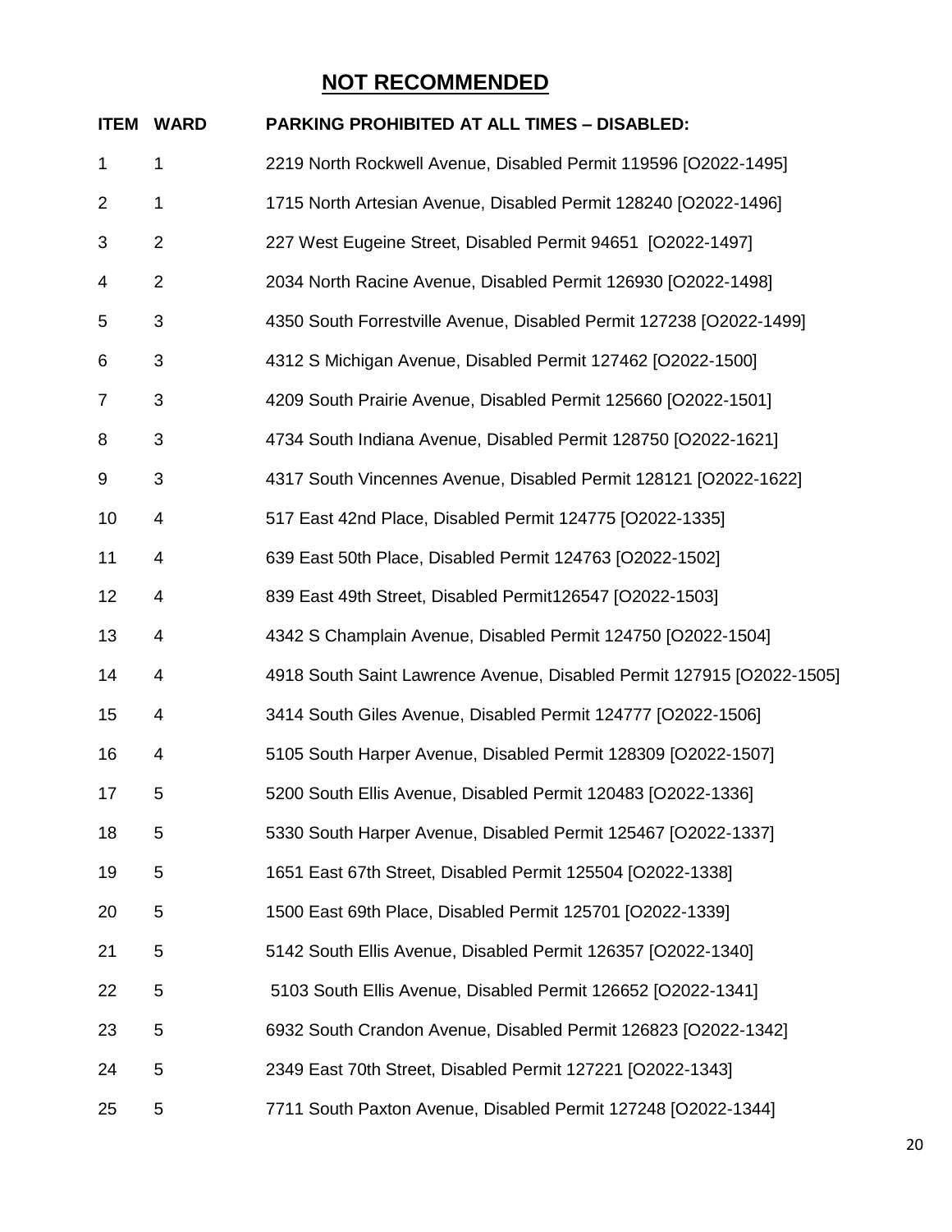## NOT RECOMMENDED

| ITEM | WARD | PARKING PROHIBITED AT ALL TIMES – DISABLED: |
|---|---|---|
| 1 | 1 | 2219 North Rockwell Avenue, Disabled Permit 119596 [O2022-1495] |
| 2 | 1 | 1715 North Artesian Avenue, Disabled Permit 128240 [O2022-1496] |
| 3 | 2 | 227 West Eugeine Street, Disabled Permit 94651 [O2022-1497] |
| 4 | 2 | 2034 North Racine Avenue, Disabled Permit 126930 [O2022-1498] |
| 5 | 3 | 4350 South Forrestville Avenue, Disabled Permit 127238 [O2022-1499] |
| 6 | 3 | 4312 S Michigan Avenue, Disabled Permit 127462 [O2022-1500] |
| 7 | 3 | 4209 South Prairie Avenue, Disabled Permit 125660 [O2022-1501] |
| 8 | 3 | 4734 South Indiana Avenue, Disabled Permit 128750 [O2022-1621] |
| 9 | 3 | 4317 South Vincennes Avenue, Disabled Permit 128121 [O2022-1622] |
| 10 | 4 | 517 East 42nd Place, Disabled Permit 124775 [O2022-1335] |
| 11 | 4 | 639 East 50th Place, Disabled Permit 124763 [O2022-1502] |
| 12 | 4 | 839 East 49th Street, Disabled Permit126547 [O2022-1503] |
| 13 | 4 | 4342 S Champlain Avenue, Disabled Permit 124750 [O2022-1504] |
| 14 | 4 | 4918 South Saint Lawrence Avenue, Disabled Permit 127915 [O2022-1505] |
| 15 | 4 | 3414 South Giles Avenue, Disabled Permit 124777 [O2022-1506] |
| 16 | 4 | 5105 South Harper Avenue, Disabled Permit 128309 [O2022-1507] |
| 17 | 5 | 5200 South Ellis Avenue, Disabled Permit 120483 [O2022-1336] |
| 18 | 5 | 5330 South Harper Avenue, Disabled Permit 125467 [O2022-1337] |
| 19 | 5 | 1651 East 67th Street, Disabled Permit 125504 [O2022-1338] |
| 20 | 5 | 1500 East 69th Place, Disabled Permit 125701 [O2022-1339] |
| 21 | 5 | 5142 South Ellis Avenue, Disabled Permit 126357 [O2022-1340] |
| 22 | 5 | 5103 South Ellis Avenue, Disabled Permit 126652 [O2022-1341] |
| 23 | 5 | 6932 South Crandon Avenue, Disabled Permit 126823 [O2022-1342] |
| 24 | 5 | 2349 East 70th Street, Disabled Permit 127221 [O2022-1343] |
| 25 | 5 | 7711 South Paxton Avenue, Disabled Permit 127248 [O2022-1344] |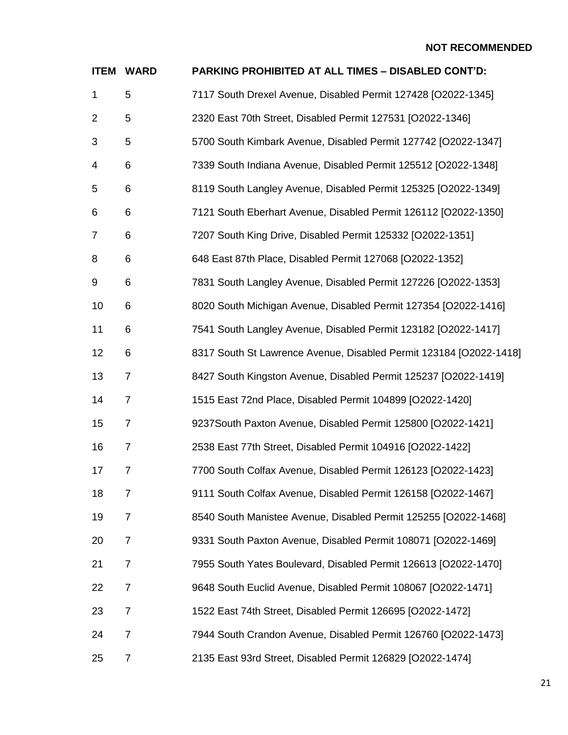**NOT RECOMMENDED**

| ITEM | WARD | PARKING PROHIBITED AT ALL TIMES – DISABLED CONT'D: |
|---|---|---|
| 1 | 5 | 7117 South Drexel Avenue, Disabled Permit 127428 [O2022-1345] |
| 2 | 5 | 2320 East 70th Street, Disabled Permit 127531 [O2022-1346] |
| 3 | 5 | 5700 South Kimbark Avenue, Disabled Permit 127742 [O2022-1347] |
| 4 | 6 | 7339 South Indiana Avenue, Disabled Permit 125512 [O2022-1348] |
| 5 | 6 | 8119 South Langley Avenue, Disabled Permit 125325 [O2022-1349] |
| 6 | 6 | 7121 South Eberhart Avenue, Disabled Permit 126112 [O2022-1350] |
| 7 | 6 | 7207 South King Drive, Disabled Permit 125332 [O2022-1351] |
| 8 | 6 | 648 East 87th Place, Disabled Permit 127068 [O2022-1352] |
| 9 | 6 | 7831 South Langley Avenue, Disabled Permit 127226 [O2022-1353] |
| 10 | 6 | 8020 South Michigan Avenue, Disabled Permit 127354 [O2022-1416] |
| 11 | 6 | 7541 South Langley Avenue, Disabled Permit 123182 [O2022-1417] |
| 12 | 6 | 8317 South St Lawrence Avenue, Disabled Permit 123184 [O2022-1418] |
| 13 | 7 | 8427 South Kingston Avenue, Disabled Permit 125237 [O2022-1419] |
| 14 | 7 | 1515 East 72nd Place, Disabled Permit 104899 [O2022-1420] |
| 15 | 7 | 9237South Paxton Avenue, Disabled Permit 125800 [O2022-1421] |
| 16 | 7 | 2538 East 77th Street, Disabled Permit 104916 [O2022-1422] |
| 17 | 7 | 7700 South Colfax Avenue, Disabled Permit 126123 [O2022-1423] |
| 18 | 7 | 9111 South Colfax Avenue, Disabled Permit 126158 [O2022-1467] |
| 19 | 7 | 8540 South Manistee Avenue, Disabled Permit 125255 [O2022-1468] |
| 20 | 7 | 9331 South Paxton Avenue, Disabled Permit 108071 [O2022-1469] |
| 21 | 7 | 7955 South Yates Boulevard, Disabled Permit 126613 [O2022-1470] |
| 22 | 7 | 9648 South Euclid Avenue, Disabled Permit 108067 [O2022-1471] |
| 23 | 7 | 1522 East 74th Street, Disabled Permit 126695 [O2022-1472] |
| 24 | 7 | 7944 South Crandon Avenue, Disabled Permit 126760 [O2022-1473] |
| 25 | 7 | 2135 East 93rd Street, Disabled Permit 126829 [O2022-1474] |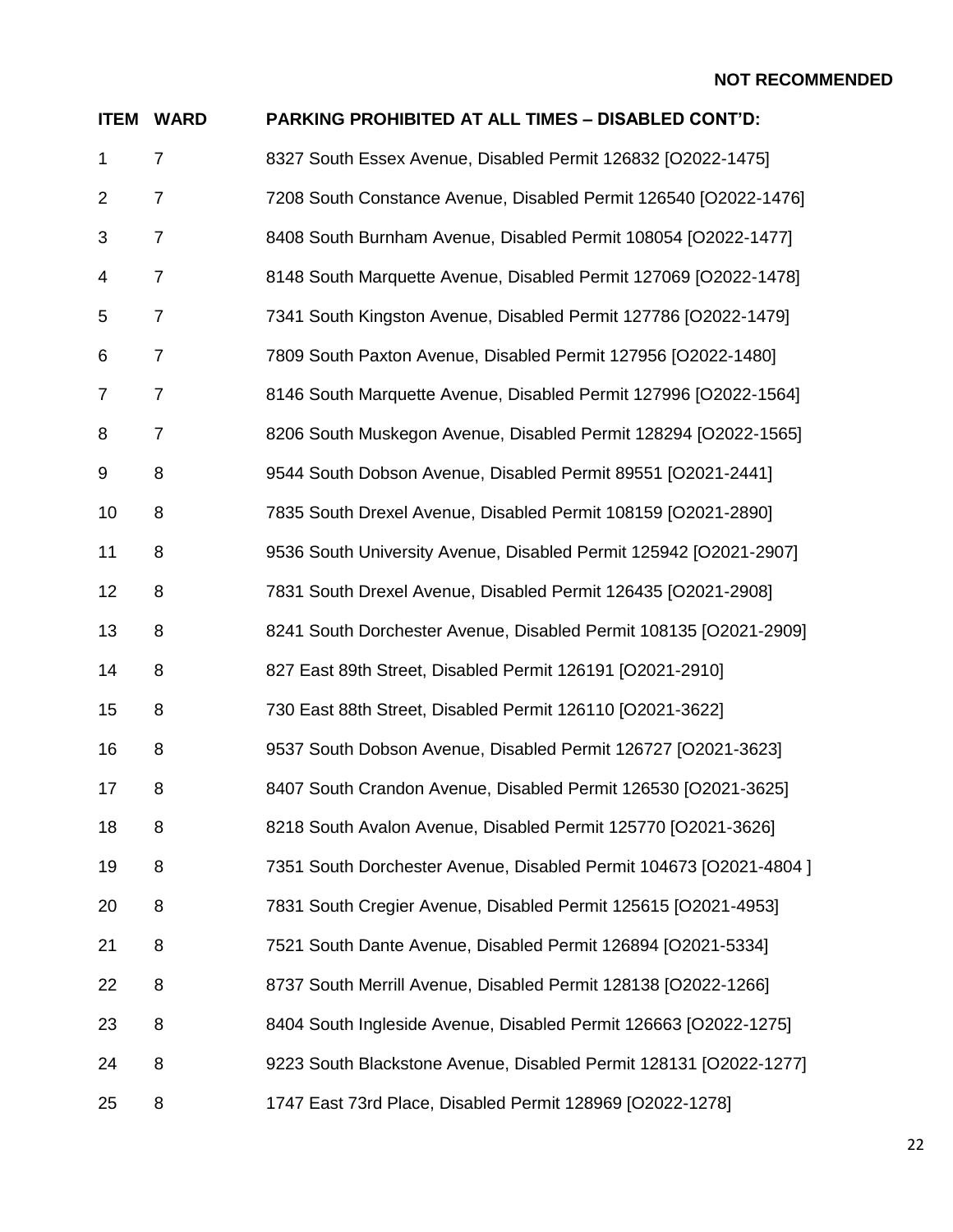**NOT RECOMMENDED**

| ITEM | WARD | PARKING PROHIBITED AT ALL TIMES – DISABLED CONT'D: |
|---|---|---|
| 1 | 7 | 8327 South Essex Avenue, Disabled Permit 126832 [O2022-1475] |
| 2 | 7 | 7208 South Constance Avenue, Disabled Permit 126540 [O2022-1476] |
| 3 | 7 | 8408 South Burnham Avenue, Disabled Permit 108054 [O2022-1477] |
| 4 | 7 | 8148 South Marquette Avenue, Disabled Permit 127069 [O2022-1478] |
| 5 | 7 | 7341 South Kingston Avenue, Disabled Permit 127786 [O2022-1479] |
| 6 | 7 | 7809 South Paxton Avenue, Disabled Permit 127956 [O2022-1480] |
| 7 | 7 | 8146 South Marquette Avenue, Disabled Permit 127996 [O2022-1564] |
| 8 | 7 | 8206 South Muskegon Avenue, Disabled Permit 128294 [O2022-1565] |
| 9 | 8 | 9544 South Dobson Avenue, Disabled Permit 89551 [O2021-2441] |
| 10 | 8 | 7835 South Drexel Avenue, Disabled Permit 108159 [O2021-2890] |
| 11 | 8 | 9536 South University Avenue, Disabled Permit 125942 [O2021-2907] |
| 12 | 8 | 7831 South Drexel Avenue, Disabled Permit 126435 [O2021-2908] |
| 13 | 8 | 8241 South Dorchester Avenue, Disabled Permit 108135 [O2021-2909] |
| 14 | 8 | 827 East 89th Street, Disabled Permit 126191 [O2021-2910] |
| 15 | 8 | 730 East 88th Street, Disabled Permit 126110 [O2021-3622] |
| 16 | 8 | 9537 South Dobson Avenue, Disabled Permit 126727 [O2021-3623] |
| 17 | 8 | 8407 South Crandon Avenue, Disabled Permit 126530 [O2021-3625] |
| 18 | 8 | 8218 South Avalon Avenue, Disabled Permit 125770 [O2021-3626] |
| 19 | 8 | 7351 South Dorchester Avenue, Disabled Permit 104673 [O2021-4804 ] |
| 20 | 8 | 7831 South Cregier Avenue, Disabled Permit 125615 [O2021-4953] |
| 21 | 8 | 7521 South Dante Avenue, Disabled Permit 126894 [O2021-5334] |
| 22 | 8 | 8737 South Merrill Avenue, Disabled Permit 128138 [O2022-1266] |
| 23 | 8 | 8404 South Ingleside Avenue, Disabled Permit 126663 [O2022-1275] |
| 24 | 8 | 9223 South Blackstone Avenue, Disabled Permit 128131 [O2022-1277] |
| 25 | 8 | 1747 East 73rd Place, Disabled Permit 128969 [O2022-1278] |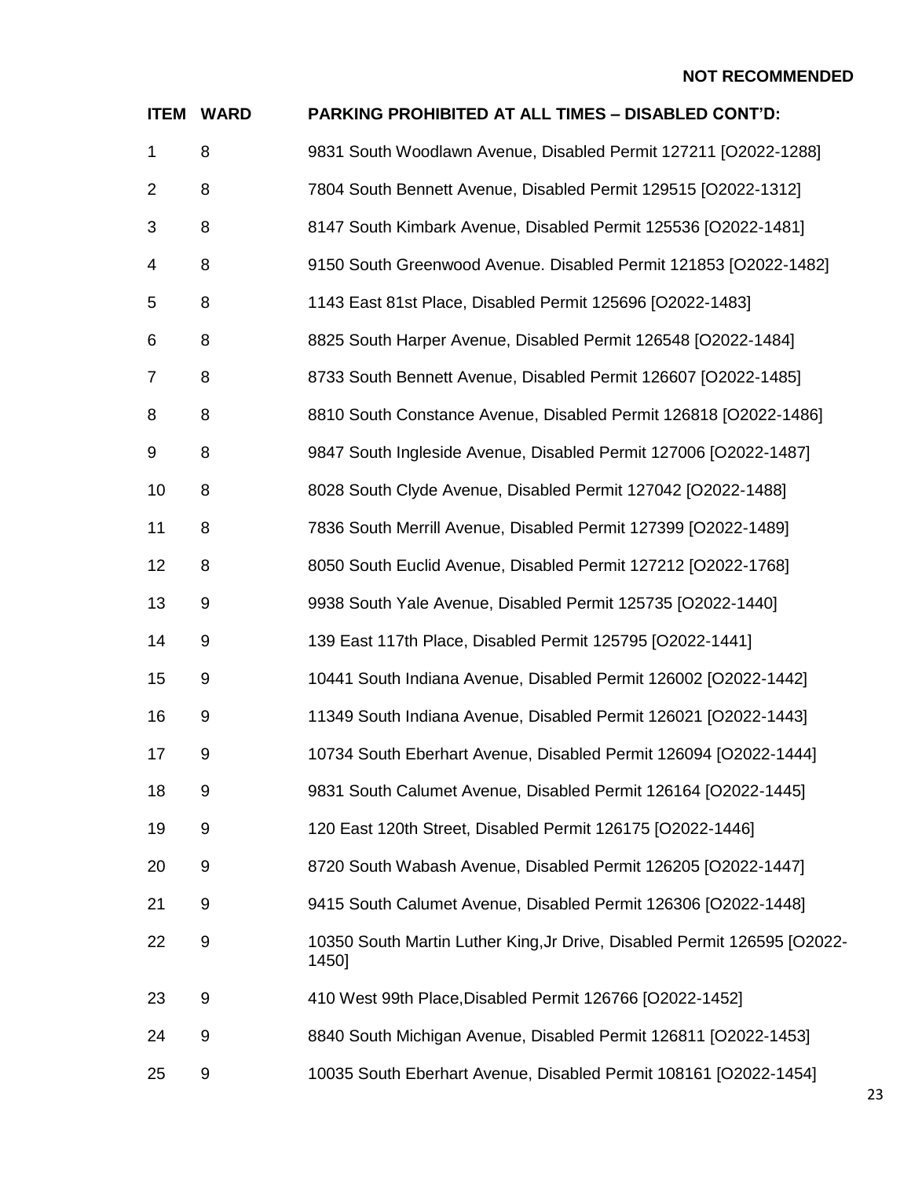**NOT RECOMMENDED**

| ITEM | WARD | PARKING PROHIBITED AT ALL TIMES – DISABLED CONT'D: |
|---|---|---|
| 1 | 8 | 9831 South Woodlawn Avenue, Disabled Permit 127211 [O2022-1288] |
| 2 | 8 | 7804 South Bennett Avenue, Disabled Permit 129515 [O2022-1312] |
| 3 | 8 | 8147 South Kimbark Avenue, Disabled Permit 125536 [O2022-1481] |
| 4 | 8 | 9150 South Greenwood Avenue. Disabled Permit 121853 [O2022-1482] |
| 5 | 8 | 1143 East 81st Place, Disabled Permit 125696 [O2022-1483] |
| 6 | 8 | 8825 South Harper Avenue, Disabled Permit 126548 [O2022-1484] |
| 7 | 8 | 8733 South Bennett Avenue, Disabled Permit 126607 [O2022-1485] |
| 8 | 8 | 8810 South Constance Avenue, Disabled Permit 126818 [O2022-1486] |
| 9 | 8 | 9847 South Ingleside Avenue, Disabled Permit 127006 [O2022-1487] |
| 10 | 8 | 8028 South Clyde Avenue, Disabled Permit 127042 [O2022-1488] |
| 11 | 8 | 7836 South Merrill Avenue, Disabled Permit 127399 [O2022-1489] |
| 12 | 8 | 8050 South Euclid Avenue, Disabled Permit 127212 [O2022-1768] |
| 13 | 9 | 9938 South Yale Avenue, Disabled Permit 125735 [O2022-1440] |
| 14 | 9 | 139 East 117th Place, Disabled Permit 125795 [O2022-1441] |
| 15 | 9 | 10441 South Indiana Avenue, Disabled Permit 126002 [O2022-1442] |
| 16 | 9 | 11349 South Indiana Avenue, Disabled Permit 126021 [O2022-1443] |
| 17 | 9 | 10734 South Eberhart Avenue, Disabled Permit 126094 [O2022-1444] |
| 18 | 9 | 9831 South Calumet Avenue, Disabled Permit 126164 [O2022-1445] |
| 19 | 9 | 120 East 120th Street, Disabled Permit 126175 [O2022-1446] |
| 20 | 9 | 8720 South Wabash Avenue, Disabled Permit 126205 [O2022-1447] |
| 21 | 9 | 9415 South Calumet Avenue, Disabled Permit 126306 [O2022-1448] |
| 22 | 9 | 10350 South Martin Luther King,Jr Drive, Disabled Permit 126595 [O2022-1450] |
| 23 | 9 | 410 West 99th Place,Disabled Permit 126766 [O2022-1452] |
| 24 | 9 | 8840 South Michigan Avenue, Disabled Permit 126811 [O2022-1453] |
| 25 | 9 | 10035 South Eberhart Avenue, Disabled Permit 108161 [O2022-1454] |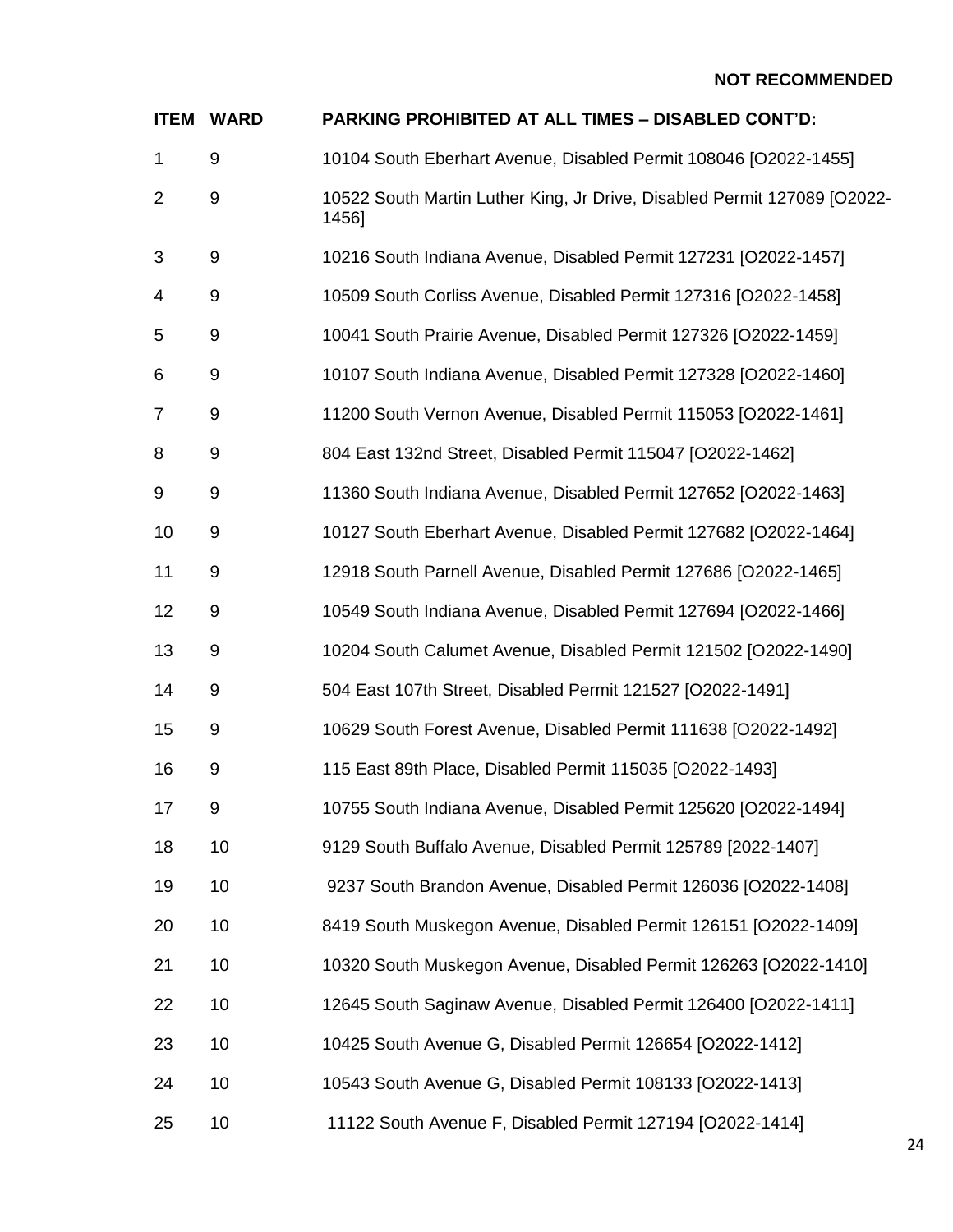**NOT RECOMMENDED**

| ITEM | WARD | PARKING PROHIBITED AT ALL TIMES – DISABLED CONT'D: |
|---|---|---|
| 1 | 9 | 10104 South Eberhart Avenue, Disabled Permit 108046 [O2022-1455] |
| 2 | 9 | 10522 South Martin Luther King, Jr Drive, Disabled Permit 127089 [O2022-1456] |
| 3 | 9 | 10216 South Indiana Avenue, Disabled Permit 127231 [O2022-1457] |
| 4 | 9 | 10509 South Corliss Avenue, Disabled Permit 127316 [O2022-1458] |
| 5 | 9 | 10041 South Prairie Avenue, Disabled Permit 127326 [O2022-1459] |
| 6 | 9 | 10107 South Indiana Avenue, Disabled Permit 127328 [O2022-1460] |
| 7 | 9 | 11200 South Vernon Avenue, Disabled Permit 115053 [O2022-1461] |
| 8 | 9 | 804 East 132nd Street, Disabled Permit 115047 [O2022-1462] |
| 9 | 9 | 11360 South Indiana Avenue, Disabled Permit 127652 [O2022-1463] |
| 10 | 9 | 10127 South Eberhart Avenue, Disabled Permit 127682 [O2022-1464] |
| 11 | 9 | 12918 South Parnell Avenue, Disabled Permit 127686 [O2022-1465] |
| 12 | 9 | 10549 South Indiana Avenue, Disabled Permit 127694 [O2022-1466] |
| 13 | 9 | 10204 South Calumet Avenue, Disabled Permit 121502 [O2022-1490] |
| 14 | 9 | 504 East 107th Street, Disabled Permit 121527 [O2022-1491] |
| 15 | 9 | 10629 South Forest Avenue, Disabled Permit 111638 [O2022-1492] |
| 16 | 9 | 115 East 89th Place, Disabled Permit 115035 [O2022-1493] |
| 17 | 9 | 10755 South Indiana Avenue, Disabled Permit 125620 [O2022-1494] |
| 18 | 10 | 9129 South Buffalo Avenue, Disabled Permit 125789 [2022-1407] |
| 19 | 10 | 9237 South Brandon Avenue, Disabled Permit 126036 [O2022-1408] |
| 20 | 10 | 8419 South Muskegon Avenue, Disabled Permit 126151 [O2022-1409] |
| 21 | 10 | 10320 South Muskegon Avenue, Disabled Permit 126263 [O2022-1410] |
| 22 | 10 | 12645 South Saginaw Avenue, Disabled Permit 126400 [O2022-1411] |
| 23 | 10 | 10425 South Avenue G, Disabled Permit 126654 [O2022-1412] |
| 24 | 10 | 10543 South Avenue G, Disabled Permit 108133 [O2022-1413] |
| 25 | 10 | 11122 South Avenue F, Disabled Permit 127194 [O2022-1414] |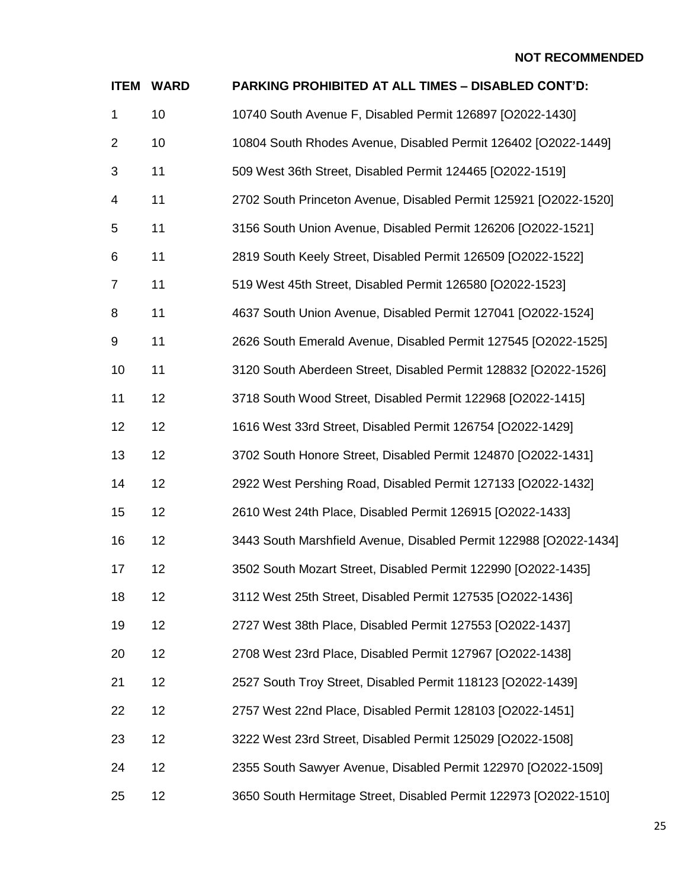**NOT RECOMMENDED**

| ITEM | WARD | PARKING PROHIBITED AT ALL TIMES – DISABLED CONT'D: |
| --- | --- | --- |
| 1 | 10 | 10740 South Avenue F, Disabled Permit 126897 [O2022-1430] |
| 2 | 10 | 10804 South Rhodes Avenue, Disabled Permit 126402 [O2022-1449] |
| 3 | 11 | 509 West 36th Street, Disabled Permit 124465 [O2022-1519] |
| 4 | 11 | 2702 South Princeton Avenue, Disabled Permit 125921 [O2022-1520] |
| 5 | 11 | 3156 South Union Avenue, Disabled Permit 126206 [O2022-1521] |
| 6 | 11 | 2819 South Keely Street, Disabled Permit 126509 [O2022-1522] |
| 7 | 11 | 519 West 45th Street, Disabled Permit 126580 [O2022-1523] |
| 8 | 11 | 4637 South Union Avenue, Disabled Permit 127041 [O2022-1524] |
| 9 | 11 | 2626 South Emerald Avenue, Disabled Permit 127545 [O2022-1525] |
| 10 | 11 | 3120 South Aberdeen Street, Disabled Permit 128832 [O2022-1526] |
| 11 | 12 | 3718 South Wood Street, Disabled Permit 122968 [O2022-1415] |
| 12 | 12 | 1616 West 33rd Street, Disabled Permit 126754 [O2022-1429] |
| 13 | 12 | 3702 South Honore Street, Disabled Permit 124870 [O2022-1431] |
| 14 | 12 | 2922 West Pershing Road, Disabled Permit 127133 [O2022-1432] |
| 15 | 12 | 2610 West 24th Place, Disabled Permit 126915 [O2022-1433] |
| 16 | 12 | 3443 South Marshfield Avenue, Disabled Permit 122988 [O2022-1434] |
| 17 | 12 | 3502 South Mozart Street, Disabled Permit 122990 [O2022-1435] |
| 18 | 12 | 3112 West 25th Street, Disabled Permit 127535 [O2022-1436] |
| 19 | 12 | 2727 West 38th Place, Disabled Permit 127553 [O2022-1437] |
| 20 | 12 | 2708 West 23rd Place, Disabled Permit 127967 [O2022-1438] |
| 21 | 12 | 2527 South Troy Street, Disabled Permit 118123 [O2022-1439] |
| 22 | 12 | 2757 West 22nd Place, Disabled Permit 128103 [O2022-1451] |
| 23 | 12 | 3222 West 23rd Street, Disabled Permit 125029 [O2022-1508] |
| 24 | 12 | 2355 South Sawyer Avenue, Disabled Permit 122970 [O2022-1509] |
| 25 | 12 | 3650 South Hermitage Street, Disabled Permit 122973 [O2022-1510] |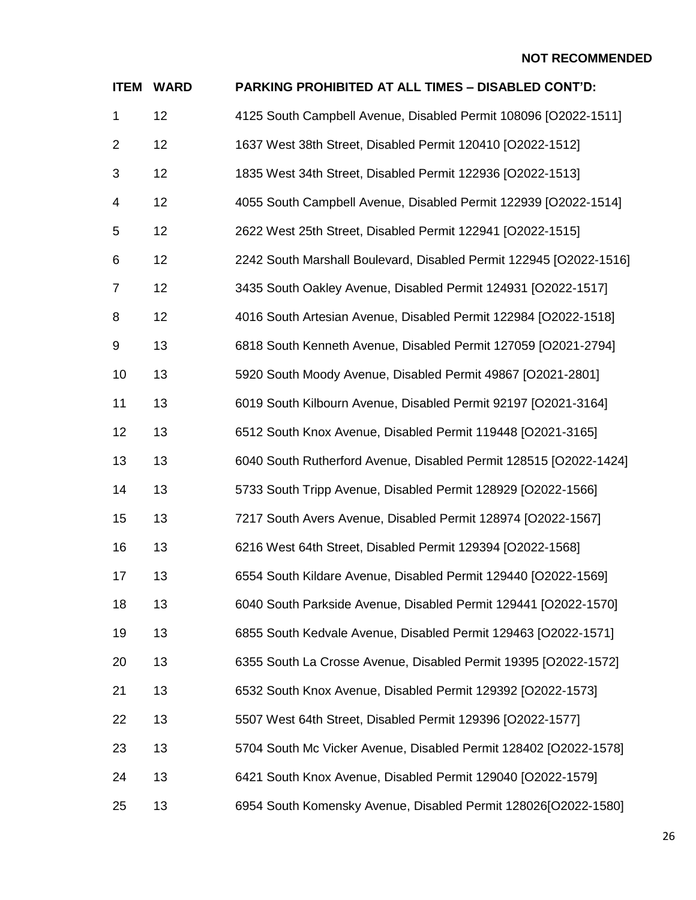**NOT RECOMMENDED**

| ITEM | WARD | PARKING PROHIBITED AT ALL TIMES – DISABLED CONT'D: |
|---|---|---|
| 1 | 12 | 4125 South Campbell Avenue, Disabled Permit 108096 [O2022-1511] |
| 2 | 12 | 1637 West 38th Street, Disabled Permit 120410 [O2022-1512] |
| 3 | 12 | 1835 West 34th Street, Disabled Permit 122936 [O2022-1513] |
| 4 | 12 | 4055 South Campbell Avenue, Disabled Permit 122939 [O2022-1514] |
| 5 | 12 | 2622 West 25th Street, Disabled Permit 122941 [O2022-1515] |
| 6 | 12 | 2242 South Marshall Boulevard, Disabled Permit 122945 [O2022-1516] |
| 7 | 12 | 3435 South Oakley Avenue, Disabled Permit 124931 [O2022-1517] |
| 8 | 12 | 4016 South Artesian Avenue, Disabled Permit 122984 [O2022-1518] |
| 9 | 13 | 6818 South Kenneth Avenue, Disabled Permit 127059 [O2021-2794] |
| 10 | 13 | 5920 South Moody Avenue, Disabled Permit 49867 [O2021-2801] |
| 11 | 13 | 6019 South Kilbourn Avenue, Disabled Permit 92197 [O2021-3164] |
| 12 | 13 | 6512 South Knox Avenue, Disabled Permit 119448 [O2021-3165] |
| 13 | 13 | 6040 South Rutherford Avenue, Disabled Permit 128515 [O2022-1424] |
| 14 | 13 | 5733 South Tripp Avenue, Disabled Permit 128929 [O2022-1566] |
| 15 | 13 | 7217 South Avers Avenue, Disabled Permit 128974 [O2022-1567] |
| 16 | 13 | 6216 West 64th Street, Disabled Permit 129394 [O2022-1568] |
| 17 | 13 | 6554 South Kildare Avenue, Disabled Permit 129440 [O2022-1569] |
| 18 | 13 | 6040 South Parkside Avenue, Disabled Permit 129441 [O2022-1570] |
| 19 | 13 | 6855 South Kedvale Avenue, Disabled Permit 129463 [O2022-1571] |
| 20 | 13 | 6355 South La Crosse Avenue, Disabled Permit 19395 [O2022-1572] |
| 21 | 13 | 6532 South Knox Avenue, Disabled Permit 129392 [O2022-1573] |
| 22 | 13 | 5507 West 64th Street, Disabled Permit 129396 [O2022-1577] |
| 23 | 13 | 5704 South Mc Vicker Avenue, Disabled Permit 128402 [O2022-1578] |
| 24 | 13 | 6421 South Knox Avenue, Disabled Permit 129040 [O2022-1579] |
| 25 | 13 | 6954 South Komensky Avenue, Disabled Permit 128026[O2022-1580] |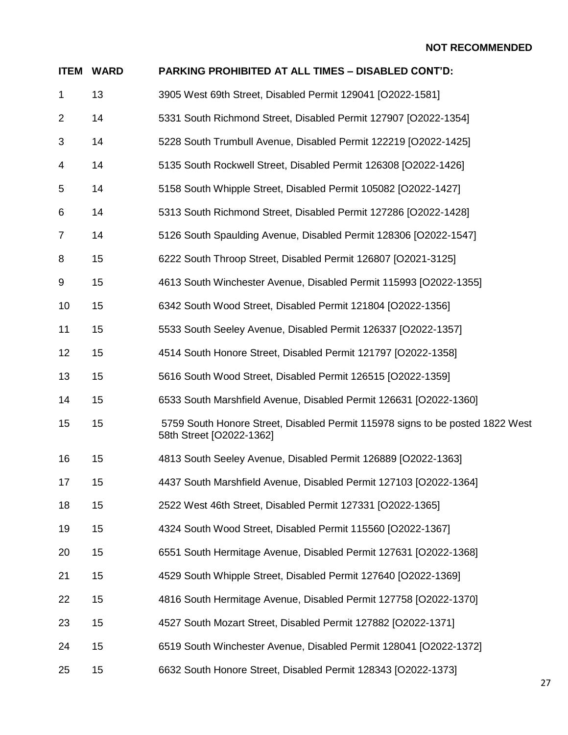**NOT RECOMMENDED**

| ITEM | WARD | PARKING PROHIBITED AT ALL TIMES – DISABLED CONT'D: |
|---|---|---|
| 1 | 13 | 3905 West 69th Street, Disabled Permit 129041 [O2022-1581] |
| 2 | 14 | 5331 South Richmond Street, Disabled Permit 127907 [O2022-1354] |
| 3 | 14 | 5228 South Trumbull Avenue, Disabled Permit 122219 [O2022-1425] |
| 4 | 14 | 5135 South Rockwell Street, Disabled Permit 126308 [O2022-1426] |
| 5 | 14 | 5158 South Whipple Street, Disabled Permit 105082 [O2022-1427] |
| 6 | 14 | 5313 South Richmond Street, Disabled Permit 127286 [O2022-1428] |
| 7 | 14 | 5126 South Spaulding Avenue, Disabled Permit 128306 [O2022-1547] |
| 8 | 15 | 6222 South Throop Street, Disabled Permit 126807 [O2021-3125] |
| 9 | 15 | 4613 South Winchester Avenue, Disabled Permit 115993 [O2022-1355] |
| 10 | 15 | 6342 South Wood Street, Disabled Permit 121804 [O2022-1356] |
| 11 | 15 | 5533 South Seeley Avenue, Disabled Permit 126337 [O2022-1357] |
| 12 | 15 | 4514 South Honore Street, Disabled Permit 121797 [O2022-1358] |
| 13 | 15 | 5616 South Wood Street, Disabled Permit 126515 [O2022-1359] |
| 14 | 15 | 6533 South Marshfield Avenue, Disabled Permit 126631 [O2022-1360] |
| 15 | 15 | 5759 South Honore Street, Disabled Permit 115978 signs to be posted 1822 West 58th Street [O2022-1362] |
| 16 | 15 | 4813 South Seeley Avenue, Disabled Permit 126889 [O2022-1363] |
| 17 | 15 | 4437 South Marshfield Avenue, Disabled Permit 127103 [O2022-1364] |
| 18 | 15 | 2522 West 46th Street, Disabled Permit 127331 [O2022-1365] |
| 19 | 15 | 4324 South Wood Street, Disabled Permit 115560 [O2022-1367] |
| 20 | 15 | 6551 South Hermitage Avenue, Disabled Permit 127631 [O2022-1368] |
| 21 | 15 | 4529 South Whipple Street, Disabled Permit 127640 [O2022-1369] |
| 22 | 15 | 4816 South Hermitage Avenue, Disabled Permit 127758 [O2022-1370] |
| 23 | 15 | 4527 South Mozart Street, Disabled Permit 127882 [O2022-1371] |
| 24 | 15 | 6519 South Winchester Avenue, Disabled Permit 128041 [O2022-1372] |
| 25 | 15 | 6632 South Honore Street, Disabled Permit 128343 [O2022-1373] |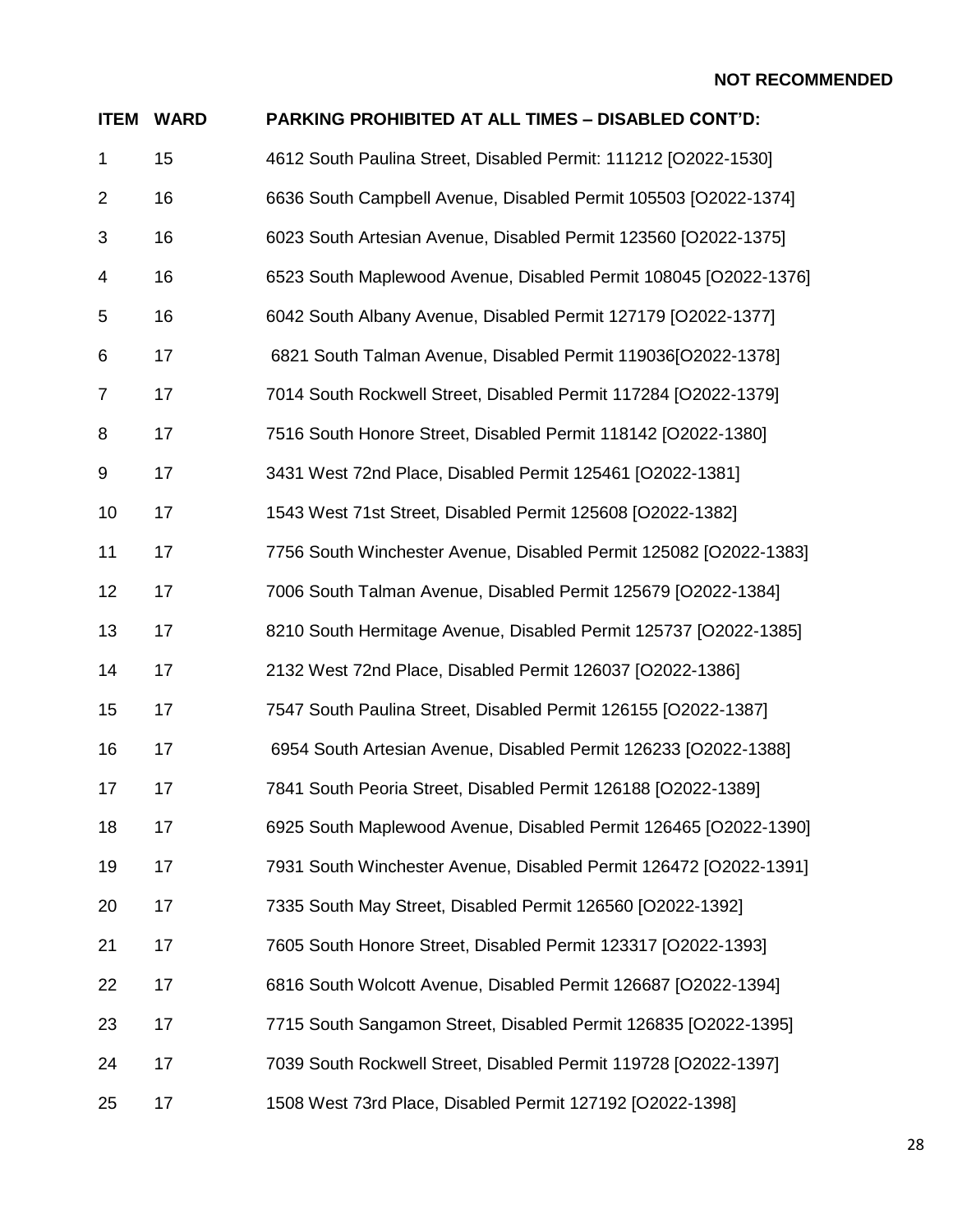**NOT RECOMMENDED**

| ITEM | WARD | PARKING PROHIBITED AT ALL TIMES – DISABLED CONT'D: |
|---|---|---|
| 1 | 15 | 4612 South Paulina Street, Disabled Permit: 111212 [O2022-1530] |
| 2 | 16 | 6636 South Campbell Avenue, Disabled Permit 105503 [O2022-1374] |
| 3 | 16 | 6023 South Artesian Avenue, Disabled Permit 123560 [O2022-1375] |
| 4 | 16 | 6523 South Maplewood Avenue, Disabled Permit 108045 [O2022-1376] |
| 5 | 16 | 6042 South Albany Avenue, Disabled Permit 127179 [O2022-1377] |
| 6 | 17 | 6821 South Talman Avenue, Disabled Permit 119036[O2022-1378] |
| 7 | 17 | 7014 South Rockwell Street, Disabled Permit 117284 [O2022-1379] |
| 8 | 17 | 7516 South Honore Street, Disabled Permit 118142 [O2022-1380] |
| 9 | 17 | 3431 West 72nd Place, Disabled Permit 125461 [O2022-1381] |
| 10 | 17 | 1543 West 71st Street, Disabled Permit 125608 [O2022-1382] |
| 11 | 17 | 7756 South Winchester Avenue, Disabled Permit 125082 [O2022-1383] |
| 12 | 17 | 7006 South Talman Avenue, Disabled Permit 125679 [O2022-1384] |
| 13 | 17 | 8210 South Hermitage Avenue, Disabled Permit 125737 [O2022-1385] |
| 14 | 17 | 2132 West 72nd Place, Disabled Permit 126037 [O2022-1386] |
| 15 | 17 | 7547 South Paulina Street, Disabled Permit 126155 [O2022-1387] |
| 16 | 17 | 6954 South Artesian Avenue, Disabled Permit 126233 [O2022-1388] |
| 17 | 17 | 7841 South Peoria Street, Disabled Permit 126188 [O2022-1389] |
| 18 | 17 | 6925 South Maplewood Avenue, Disabled Permit 126465 [O2022-1390] |
| 19 | 17 | 7931 South Winchester Avenue, Disabled Permit 126472 [O2022-1391] |
| 20 | 17 | 7335 South May Street, Disabled Permit 126560 [O2022-1392] |
| 21 | 17 | 7605 South Honore Street, Disabled Permit 123317 [O2022-1393] |
| 22 | 17 | 6816 South Wolcott Avenue, Disabled Permit 126687 [O2022-1394] |
| 23 | 17 | 7715 South Sangamon Street, Disabled Permit 126835 [O2022-1395] |
| 24 | 17 | 7039 South Rockwell Street, Disabled Permit 119728 [O2022-1397] |
| 25 | 17 | 1508 West 73rd Place, Disabled Permit 127192 [O2022-1398] |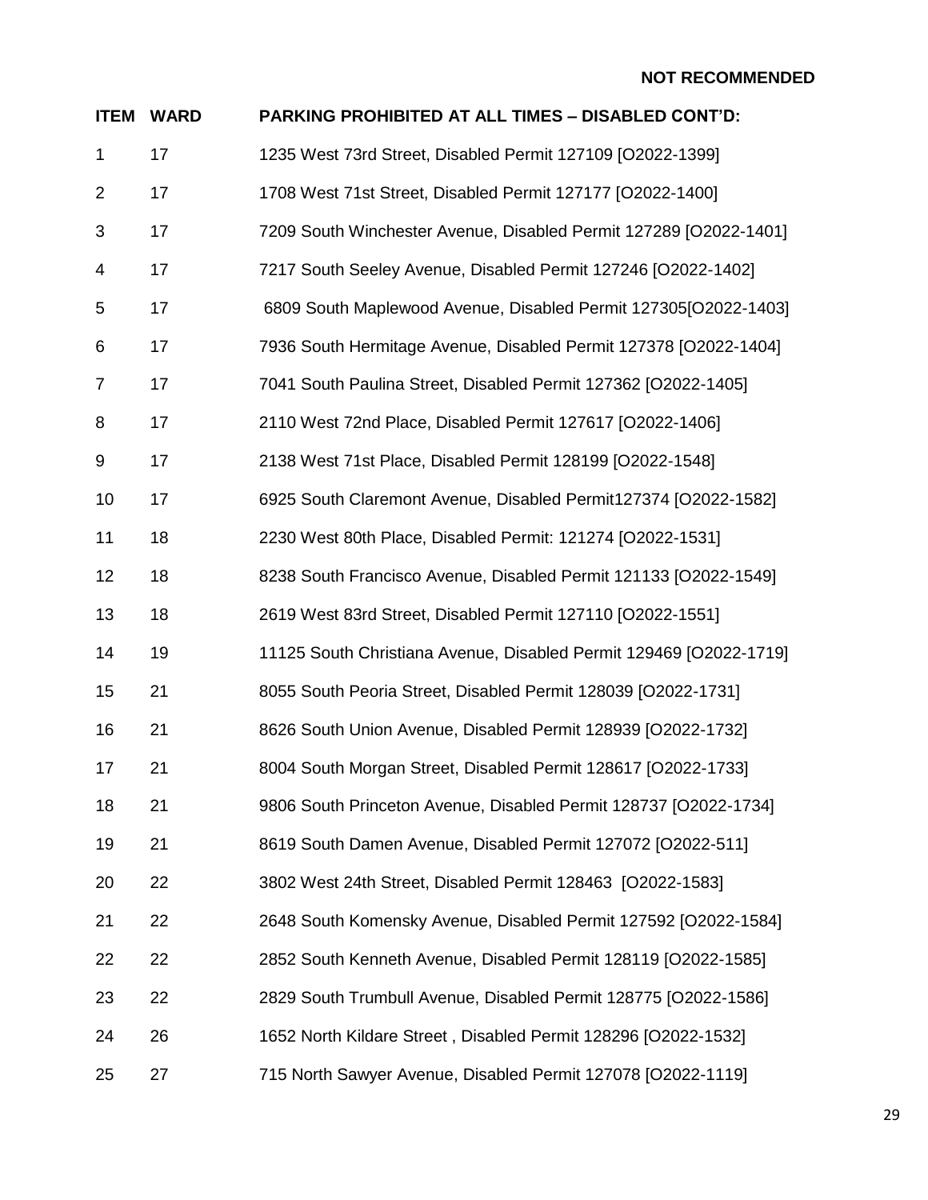**NOT RECOMMENDED**

| ITEM | WARD | PARKING PROHIBITED AT ALL TIMES – DISABLED CONT'D: |
|---|---|---|
| 1 | 17 | 1235 West 73rd Street, Disabled Permit 127109 [O2022-1399] |
| 2 | 17 | 1708 West 71st Street, Disabled Permit 127177 [O2022-1400] |
| 3 | 17 | 7209 South Winchester Avenue, Disabled Permit 127289 [O2022-1401] |
| 4 | 17 | 7217 South Seeley Avenue, Disabled Permit 127246 [O2022-1402] |
| 5 | 17 | 6809 South Maplewood Avenue, Disabled Permit 127305[O2022-1403] |
| 6 | 17 | 7936 South Hermitage Avenue, Disabled Permit 127378 [O2022-1404] |
| 7 | 17 | 7041 South Paulina Street, Disabled Permit 127362 [O2022-1405] |
| 8 | 17 | 2110 West 72nd Place, Disabled Permit 127617 [O2022-1406] |
| 9 | 17 | 2138 West 71st Place, Disabled Permit 128199 [O2022-1548] |
| 10 | 17 | 6925 South Claremont Avenue, Disabled Permit127374 [O2022-1582] |
| 11 | 18 | 2230 West 80th Place, Disabled Permit: 121274 [O2022-1531] |
| 12 | 18 | 8238 South Francisco Avenue, Disabled Permit 121133 [O2022-1549] |
| 13 | 18 | 2619 West 83rd Street, Disabled Permit 127110 [O2022-1551] |
| 14 | 19 | 11125 South Christiana Avenue, Disabled Permit 129469 [O2022-1719] |
| 15 | 21 | 8055 South Peoria Street, Disabled Permit 128039 [O2022-1731] |
| 16 | 21 | 8626 South Union Avenue, Disabled Permit 128939 [O2022-1732] |
| 17 | 21 | 8004 South Morgan Street, Disabled Permit 128617 [O2022-1733] |
| 18 | 21 | 9806 South Princeton Avenue, Disabled Permit 128737 [O2022-1734] |
| 19 | 21 | 8619 South Damen Avenue, Disabled Permit 127072 [O2022-511] |
| 20 | 22 | 3802 West 24th Street, Disabled Permit 128463 [O2022-1583] |
| 21 | 22 | 2648 South Komensky Avenue, Disabled Permit 127592 [O2022-1584] |
| 22 | 22 | 2852 South Kenneth Avenue, Disabled Permit 128119 [O2022-1585] |
| 23 | 22 | 2829 South Trumbull Avenue, Disabled Permit 128775 [O2022-1586] |
| 24 | 26 | 1652 North Kildare Street , Disabled Permit 128296 [O2022-1532] |
| 25 | 27 | 715 North Sawyer Avenue, Disabled Permit 127078 [O2022-1119] |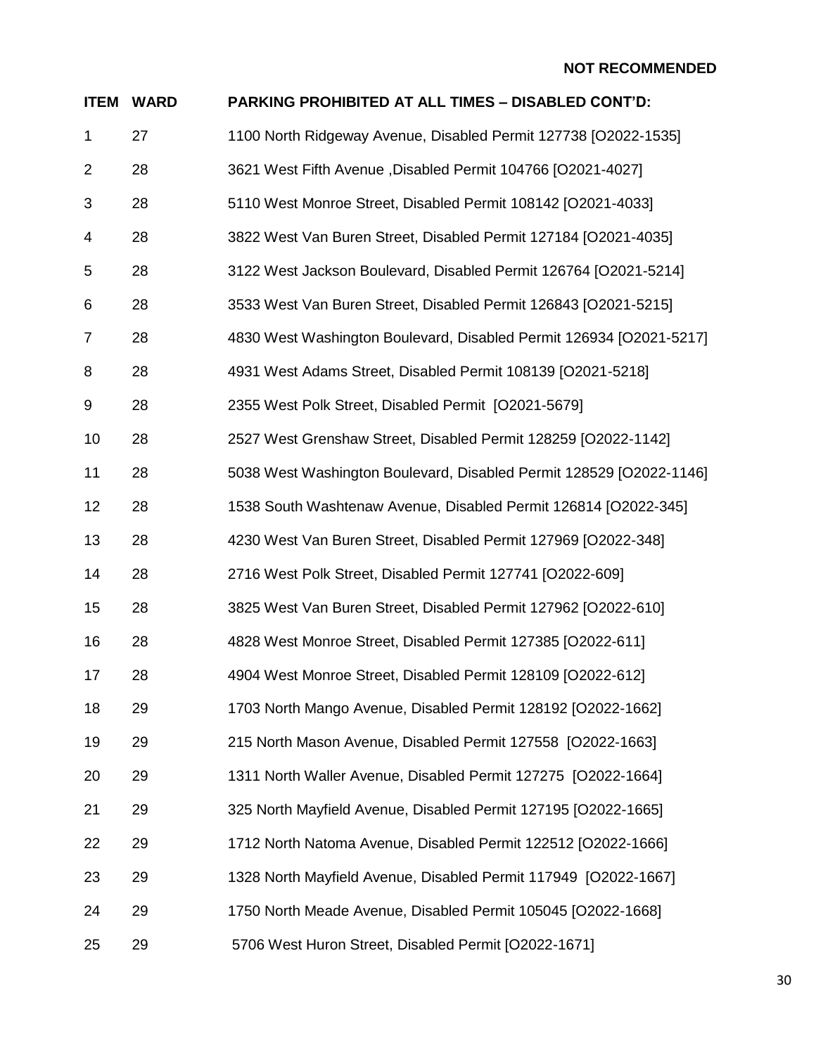**NOT RECOMMENDED**

| ITEM | WARD | PARKING PROHIBITED AT ALL TIMES – DISABLED CONT'D: |
|---|---|---|
| 1 | 27 | 1100 North Ridgeway Avenue, Disabled Permit 127738 [O2022-1535] |
| 2 | 28 | 3621 West Fifth Avenue ,Disabled Permit 104766 [O2021-4027] |
| 3 | 28 | 5110 West Monroe Street, Disabled Permit 108142 [O2021-4033] |
| 4 | 28 | 3822 West Van Buren Street, Disabled Permit 127184 [O2021-4035] |
| 5 | 28 | 3122 West Jackson Boulevard, Disabled Permit 126764 [O2021-5214] |
| 6 | 28 | 3533 West Van Buren Street, Disabled Permit 126843 [O2021-5215] |
| 7 | 28 | 4830 West Washington Boulevard, Disabled Permit 126934 [O2021-5217] |
| 8 | 28 | 4931 West Adams Street, Disabled Permit 108139 [O2021-5218] |
| 9 | 28 | 2355 West Polk Street, Disabled Permit [O2021-5679] |
| 10 | 28 | 2527 West Grenshaw Street, Disabled Permit 128259 [O2022-1142] |
| 11 | 28 | 5038 West Washington Boulevard, Disabled Permit 128529 [O2022-1146] |
| 12 | 28 | 1538 South Washtenaw Avenue, Disabled Permit 126814 [O2022-345] |
| 13 | 28 | 4230 West Van Buren Street, Disabled Permit 127969 [O2022-348] |
| 14 | 28 | 2716 West Polk Street, Disabled Permit 127741 [O2022-609] |
| 15 | 28 | 3825 West Van Buren Street, Disabled Permit 127962 [O2022-610] |
| 16 | 28 | 4828 West Monroe Street, Disabled Permit 127385 [O2022-611] |
| 17 | 28 | 4904 West Monroe Street, Disabled Permit 128109 [O2022-612] |
| 18 | 29 | 1703 North Mango Avenue, Disabled Permit 128192 [O2022-1662] |
| 19 | 29 | 215 North Mason Avenue, Disabled Permit 127558 [O2022-1663] |
| 20 | 29 | 1311 North Waller Avenue, Disabled Permit 127275 [O2022-1664] |
| 21 | 29 | 325 North Mayfield Avenue, Disabled Permit 127195 [O2022-1665] |
| 22 | 29 | 1712 North Natoma Avenue, Disabled Permit 122512 [O2022-1666] |
| 23 | 29 | 1328 North Mayfield Avenue, Disabled Permit 117949 [O2022-1667] |
| 24 | 29 | 1750 North Meade Avenue, Disabled Permit 105045 [O2022-1668] |
| 25 | 29 | 5706 West Huron Street, Disabled Permit [O2022-1671] |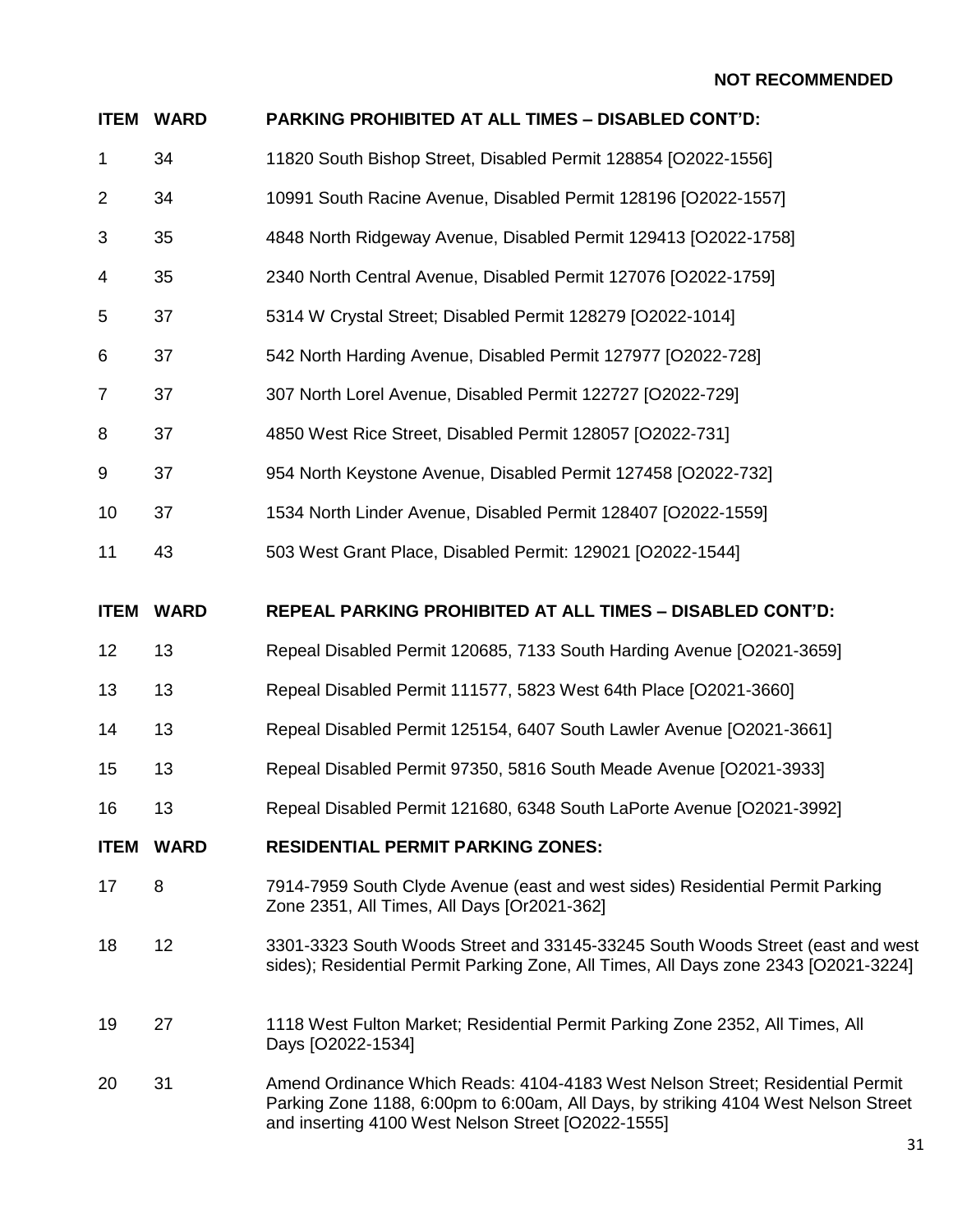**NOT RECOMMENDED**

| ITEM | WARD | PARKING PROHIBITED AT ALL TIMES – DISABLED CONT'D: |
|---|---|---|
| 1 | 34 | 11820 South Bishop Street, Disabled Permit 128854 [O2022-1556] |
| 2 | 34 | 10991 South Racine Avenue, Disabled Permit 128196 [O2022-1557] |
| 3 | 35 | 4848 North Ridgeway Avenue, Disabled Permit 129413 [O2022-1758] |
| 4 | 35 | 2340 North Central Avenue, Disabled Permit 127076 [O2022-1759] |
| 5 | 37 | 5314 W Crystal Street; Disabled Permit 128279 [O2022-1014] |
| 6 | 37 | 542 North Harding Avenue, Disabled Permit 127977 [O2022-728] |
| 7 | 37 | 307 North Lorel Avenue, Disabled Permit 122727 [O2022-729] |
| 8 | 37 | 4850 West Rice Street, Disabled Permit 128057 [O2022-731] |
| 9 | 37 | 954 North Keystone Avenue, Disabled Permit 127458 [O2022-732] |
| 10 | 37 | 1534 North Linder Avenue, Disabled Permit 128407 [O2022-1559] |
| 11 | 43 | 503 West Grant Place, Disabled Permit: 129021 [O2022-1544] |

| ITEM | WARD | REPEAL PARKING PROHIBITED AT ALL TIMES – DISABLED CONT'D: |
|---|---|---|
| 12 | 13 | Repeal Disabled Permit 120685, 7133 South Harding Avenue [O2021-3659] |
| 13 | 13 | Repeal Disabled Permit 111577, 5823 West 64th Place [O2021-3660] |
| 14 | 13 | Repeal Disabled Permit 125154, 6407 South Lawler Avenue [O2021-3661] |
| 15 | 13 | Repeal Disabled Permit 97350, 5816 South Meade Avenue [O2021-3933] |
| 16 | 13 | Repeal Disabled Permit 121680, 6348 South LaPorte Avenue [O2021-3992] |

| ITEM | WARD | RESIDENTIAL PERMIT PARKING ZONES: |
|---|---|---|
| 17 | 8 | 7914-7959 South Clyde Avenue (east and west sides) Residential Permit Parking Zone 2351, All Times, All Days [Or2021-362] |
| 18 | 12 | 3301-3323 South Woods Street and 33145-33245 South Woods Street (east and west sides); Residential Permit Parking Zone, All Times, All Days zone 2343 [O2021-3224] |
| 19 | 27 | 1118 West Fulton Market; Residential Permit Parking Zone 2352, All Times, All Days [O2022-1534] |
| 20 | 31 | Amend Ordinance Which Reads: 4104-4183 West Nelson Street; Residential Permit Parking Zone 1188, 6:00pm to 6:00am, All Days, by striking 4104 West Nelson Street and inserting 4100 West Nelson Street [O2022-1555] |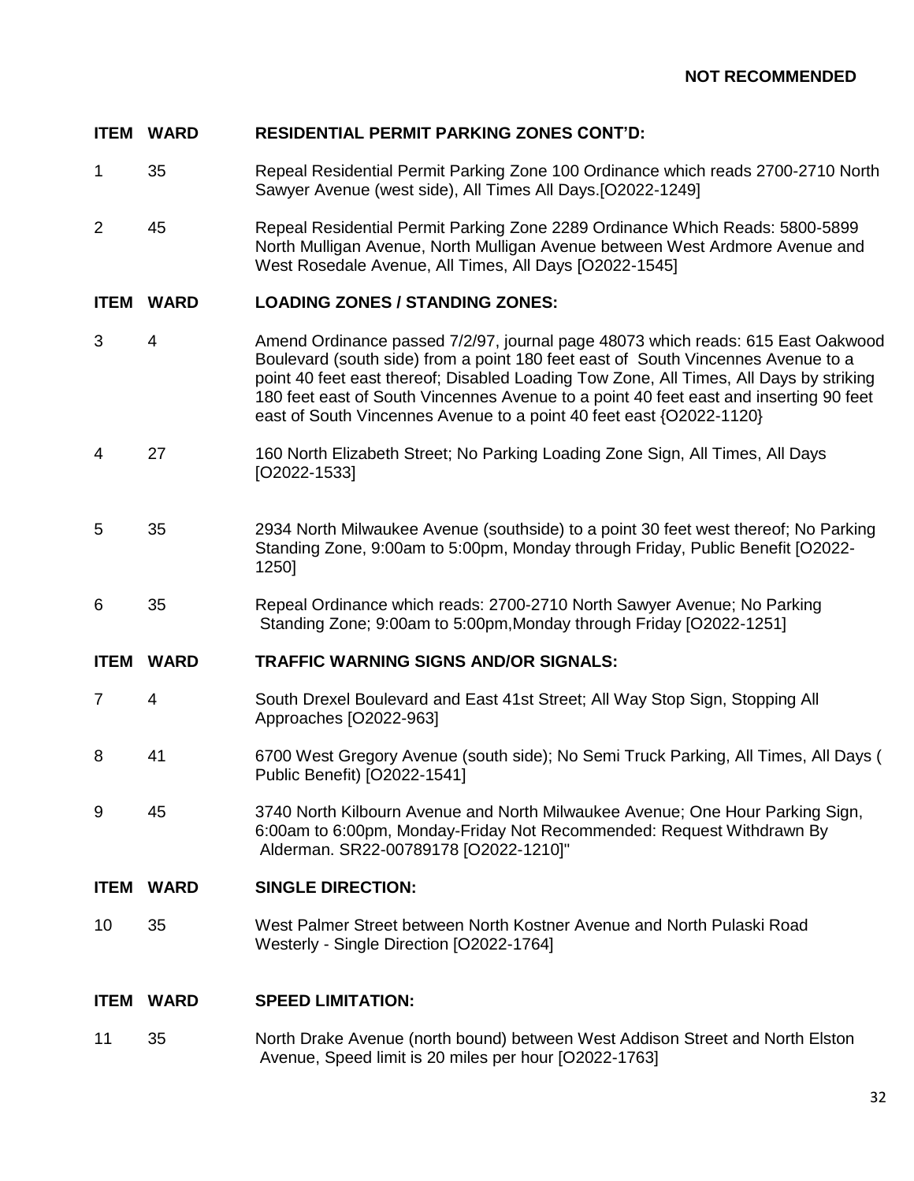**NOT RECOMMENDED**

| ITEM | WARD | RESIDENTIAL PERMIT PARKING ZONES CONT'D: |
|---|---|---|
| 1 | 35 | Repeal Residential Permit Parking Zone 100 Ordinance which reads 2700-2710 North Sawyer Avenue (west side), All Times All Days.[O2022-1249] |
| 2 | 45 | Repeal Residential Permit Parking Zone 2289 Ordinance Which Reads: 5800-5899 North Mulligan Avenue, North Mulligan Avenue between West Ardmore Avenue and West Rosedale Avenue, All Times, All Days [O2022-1545] |

| ITEM | WARD | LOADING ZONES / STANDING ZONES: |
|---|---|---|
| 3 | 4 | Amend Ordinance passed 7/2/97, journal page 48073 which reads: 615 East Oakwood Boulevard (south side) from a point 180 feet east of South Vincennes Avenue to a point 40 feet east thereof; Disabled Loading Tow Zone, All Times, All Days by striking 180 feet east of South Vincennes Avenue to a point 40 feet east and inserting 90 feet east of South Vincennes Avenue to a point 40 feet east {O2022-1120} |
| 4 | 27 | 160 North Elizabeth Street; No Parking Loading Zone Sign, All Times, All Days [O2022-1533] |
| 5 | 35 | 2934 North Milwaukee Avenue (southside) to a point 30 feet west thereof; No Parking Standing Zone, 9:00am to 5:00pm, Monday through Friday, Public Benefit [O2022-1250] |
| 6 | 35 | Repeal Ordinance which reads: 2700-2710 North Sawyer Avenue; No Parking Standing Zone; 9:00am to 5:00pm,Monday through Friday [O2022-1251] |

| ITEM | WARD | TRAFFIC WARNING SIGNS AND/OR SIGNALS: |
|---|---|---|
| 7 | 4 | South Drexel Boulevard and East 41st Street; All Way Stop Sign, Stopping All Approaches [O2022-963] |
| 8 | 41 | 6700 West Gregory Avenue (south side); No Semi Truck Parking, All Times, All Days ( Public Benefit) [O2022-1541] |
| 9 | 45 | 3740 North Kilbourn Avenue and North Milwaukee Avenue; One Hour Parking Sign, 6:00am to 6:00pm, Monday-Friday Not Recommended: Request Withdrawn By Alderman. SR22-00789178 [O2022-1210]" |

| ITEM | WARD | SINGLE DIRECTION: |
|---|---|---|
| 10 | 35 | West Palmer Street between North Kostner Avenue and North Pulaski Road Westerly - Single Direction [O2022-1764] |

| ITEM | WARD | SPEED LIMITATION: |
|---|---|---|
| 11 | 35 | North Drake Avenue (north bound) between West Addison Street and North Elston Avenue, Speed limit is 20 miles per hour [O2022-1763] |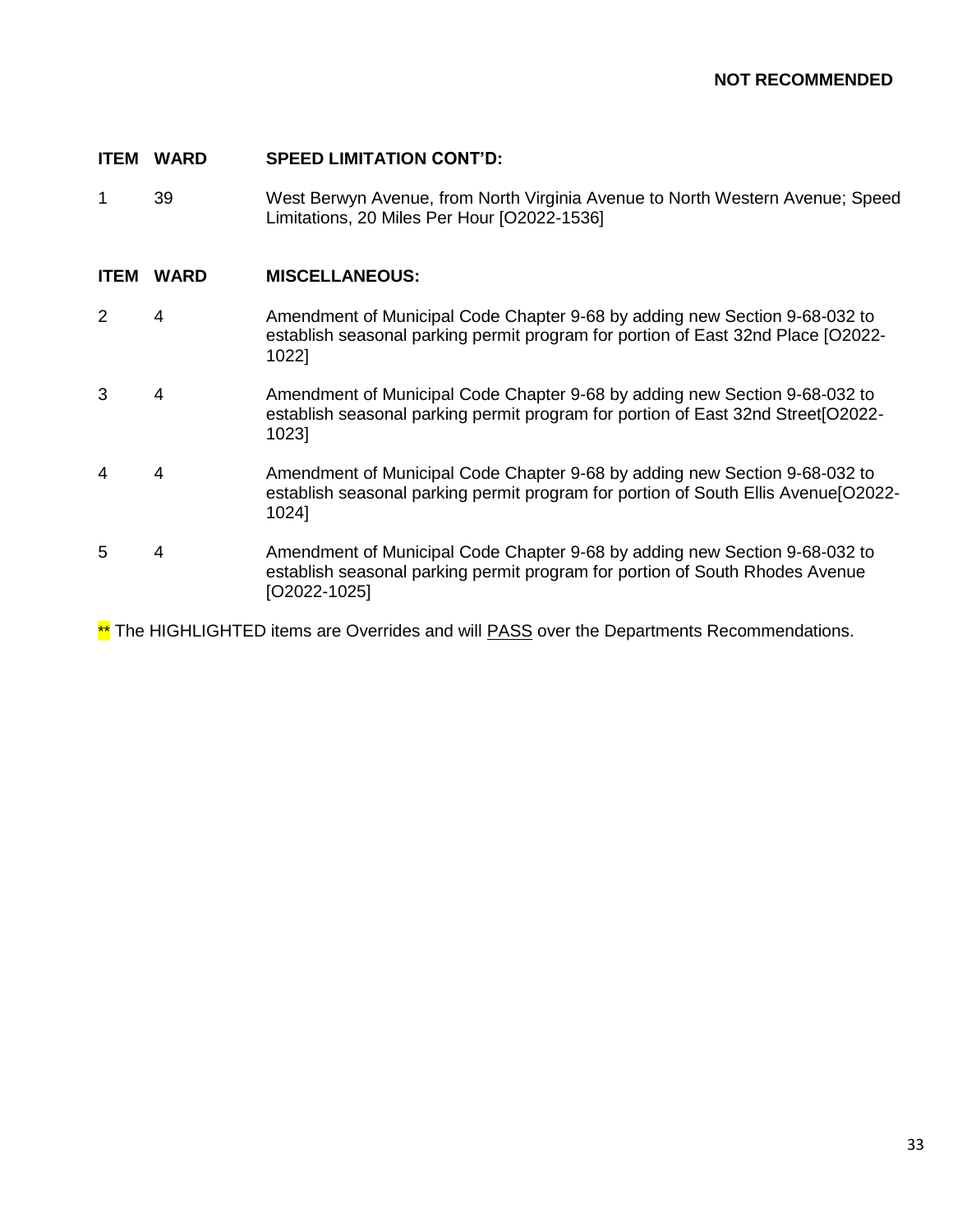**NOT RECOMMENDED**

| ITEM | WARD | SPEED LIMITATION CONT'D: |
| --- | --- | --- |
| 1 | 39 | West Berwyn Avenue, from North Virginia Avenue to North Western Avenue; Speed Limitations, 20 Miles Per Hour [O2022-1536] |

| ITEM | WARD | MISCELLANEOUS: |
| --- | --- | --- |
| 2 | 4 | Amendment of Municipal Code Chapter 9-68 by adding new Section 9-68-032 to establish seasonal parking permit program for portion of East 32nd Place [O2022-1022] |
| 3 | 4 | Amendment of Municipal Code Chapter 9-68 by adding new Section 9-68-032 to establish seasonal parking permit program for portion of East 32nd Street[O2022-1023] |
| 4 | 4 | Amendment of Municipal Code Chapter 9-68 by adding new Section 9-68-032 to establish seasonal parking permit program for portion of South Ellis Avenue[O2022-1024] |
| 5 | 4 | Amendment of Municipal Code Chapter 9-68 by adding new Section 9-68-032 to establish seasonal parking permit program for portion of South Rhodes Avenue [O2022-1025] |

** The HIGHLIGHTED items are Overrides and will PASS over the Departments Recommendations.